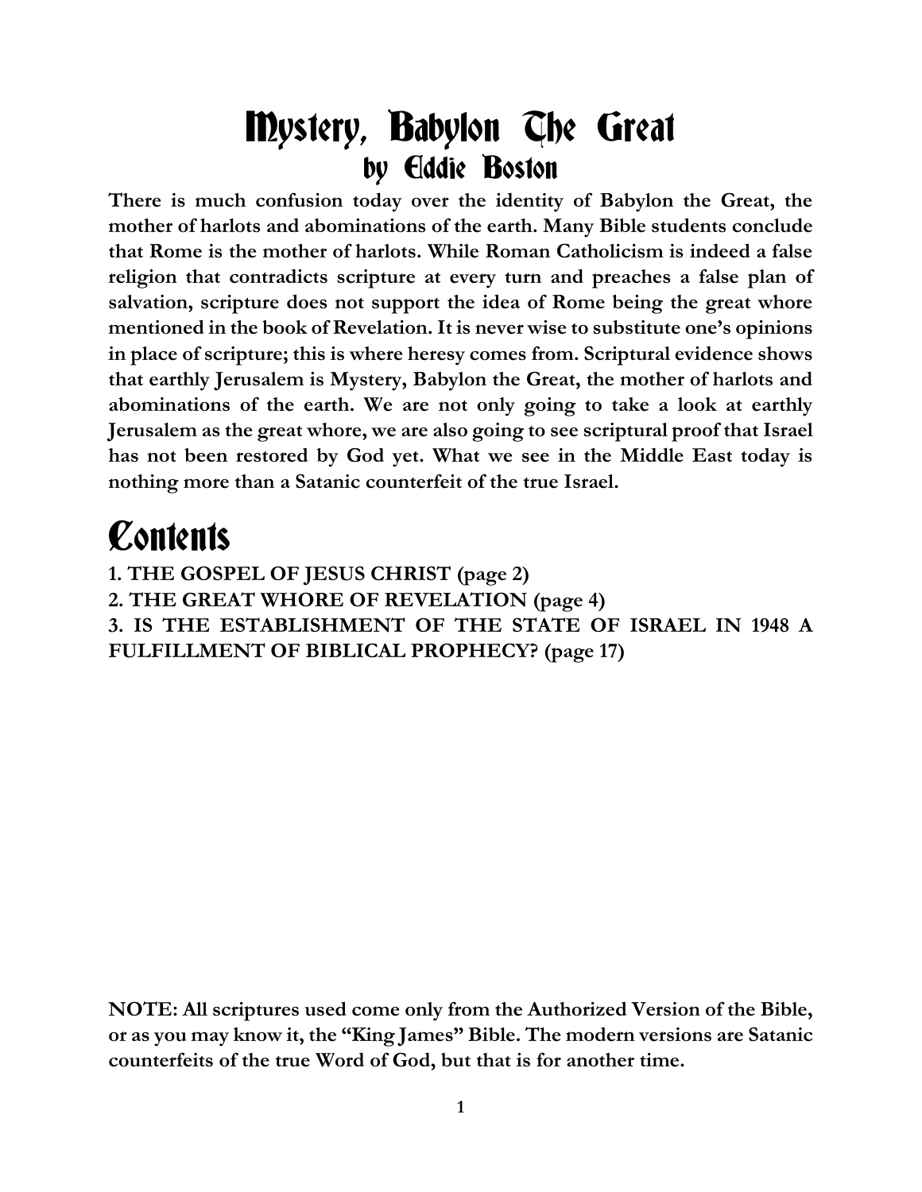# Mystery, Babylon The Great

## by Eddie Boston

**There is much confusion today over the identity of Babylon the Great, the mother of harlots and abominations of the earth. Many Bible students conclude that Rome is the mother of harlots. While Roman Catholicism is indeed a false religion that contradicts scripture at every turn and preaches a false plan of salvation, scripture does not support the idea of Rome being the great whore mentioned in the book of Revelation. It is never wise to substitute one's opinions in place of scripture; this is where heresy comes from. Scriptural evidence shows that earthly Jerusalem is Mystery, Babylon the Great, the mother of harlots and abominations of the earth. We are not only going to take a look at earthly Jerusalem as the great whore, we are also going to see scriptural proof that Israel has not been restored by God yet. What we see in the Middle East today is nothing more than a Satanic counterfeit of the true Israel.**

# Contents

**1. THE GOSPEL OF JESUS CHRIST (page 2)**
**2. THE GREAT WHORE OF REVELATION (page 4)**
**3. IS THE ESTABLISHMENT OF THE STATE OF ISRAEL IN 1948 A FULFILLMENT OF BIBLICAL PROPHECY? (page 17)**

**NOTE: All scriptures used come only from the Authorized Version of the Bible, or as you may know it, the "King James" Bible. The modern versions are Satanic counterfeits of the true Word of God, but that is for another time.**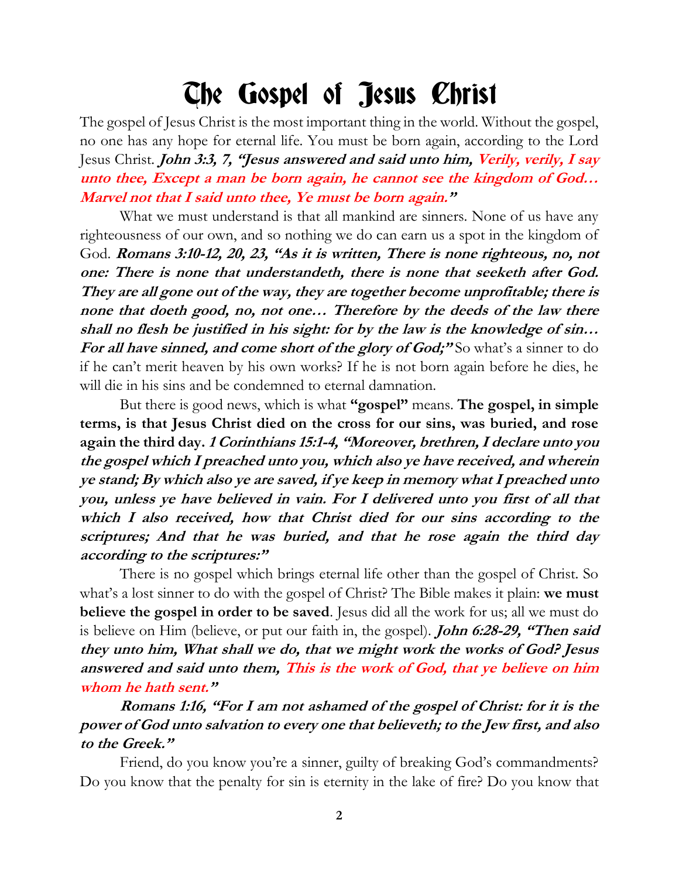# The Gospel of Jesus Christ

The gospel of Jesus Christ is the most important thing in the world. Without the gospel, no one has any hope for eternal life. You must be born again, according to the Lord Jesus Christ. ***John 3:3, 7, "Jesus answered and said unto him, Verily, verily, I say unto thee, Except a man be born again, he cannot see the kingdom of God… Marvel not that I said unto thee, Ye must be born again."***

What we must understand is that all mankind are sinners. None of us have any righteousness of our own, and so nothing we do can earn us a spot in the kingdom of God. ***Romans 3:10-12, 20, 23, "As it is written, There is none righteous, no, not one: There is none that understandeth, there is none that seeketh after God. They are all gone out of the way, they are together become unprofitable; there is none that doeth good, no, not one… Therefore by the deeds of the law there shall no flesh be justified in his sight: for by the law is the knowledge of sin… For all have sinned, and come short of the glory of God;"*** So what's a sinner to do if he can't merit heaven by his own works? If he is not born again before he dies, he will die in his sins and be condemned to eternal damnation.

But there is good news, which is what **"gospel"** means. **The gospel, in simple terms, is that Jesus Christ died on the cross for our sins, was buried, and rose again the third day.** ***1 Corinthians 15:1-4, "Moreover, brethren, I declare unto you the gospel which I preached unto you, which also ye have received, and wherein ye stand; By which also ye are saved, if ye keep in memory what I preached unto you, unless ye have believed in vain. For I delivered unto you first of all that which I also received, how that Christ died for our sins according to the scriptures; And that he was buried, and that he rose again the third day according to the scriptures:"***

There is no gospel which brings eternal life other than the gospel of Christ. So what's a lost sinner to do with the gospel of Christ? The Bible makes it plain: **we must believe the gospel in order to be saved**. Jesus did all the work for us; all we must do is believe on Him (believe, or put our faith in, the gospel). ***John 6:28-29, "Then said they unto him, What shall we do, that we might work the works of God? Jesus answered and said unto them, This is the work of God, that ye believe on him whom he hath sent."***

***Romans 1:16, "For I am not ashamed of the gospel of Christ: for it is the power of God unto salvation to every one that believeth; to the Jew first, and also to the Greek."***

Friend, do you know you're a sinner, guilty of breaking God's commandments? Do you know that the penalty for sin is eternity in the lake of fire? Do you know that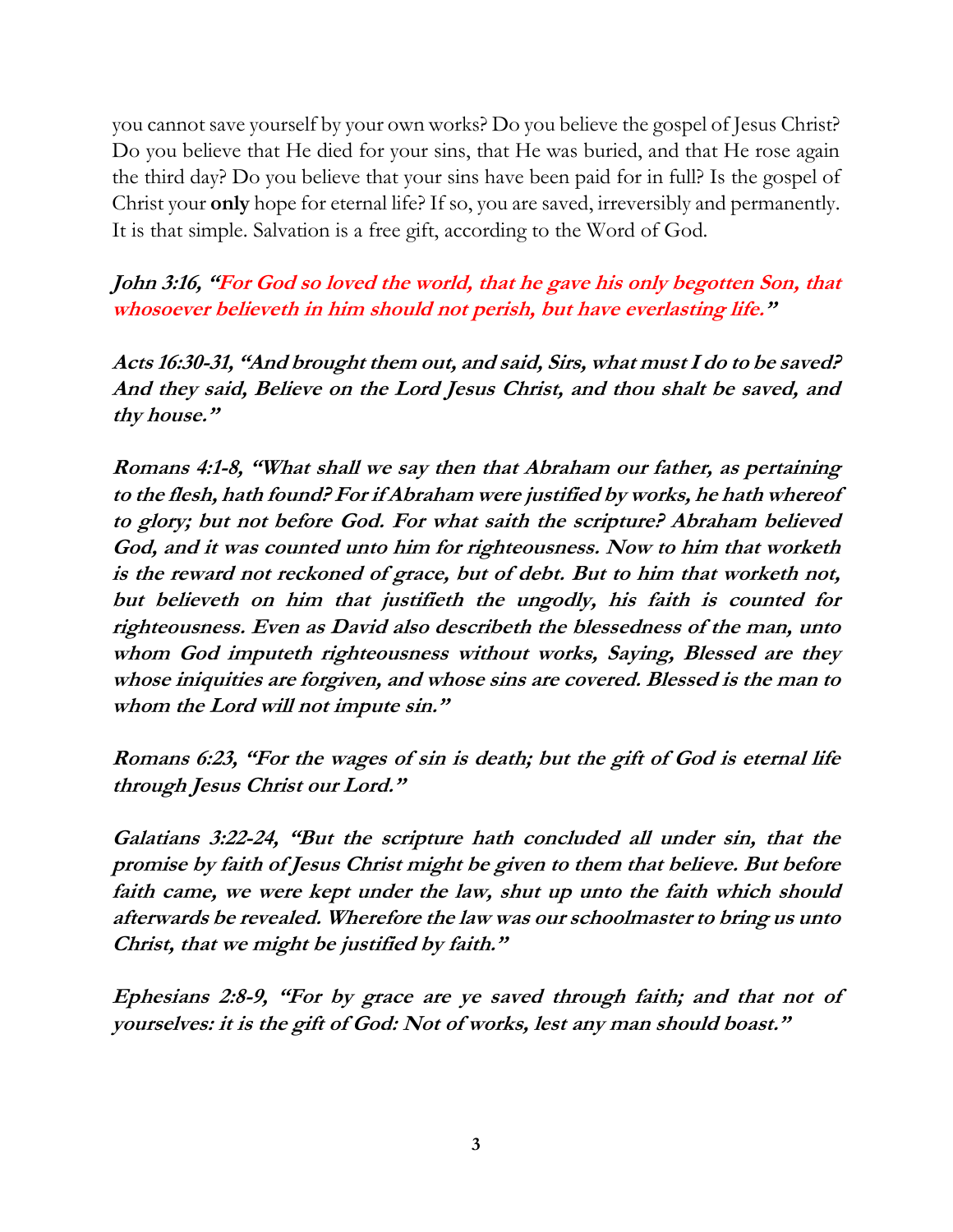you cannot save yourself by your own works? Do you believe the gospel of Jesus Christ? Do you believe that He died for your sins, that He was buried, and that He rose again the third day? Do you believe that your sins have been paid for in full? Is the gospel of Christ your **only** hope for eternal life? If so, you are saved, irreversibly and permanently. It is that simple. Salvation is a free gift, according to the Word of God.

***John 3:16, "For God so loved the world, that he gave his only begotten Son, that whosoever believeth in him should not perish, but have everlasting life."***

***Acts 16:30-31, "And brought them out, and said, Sirs, what must I do to be saved? And they said, Believe on the Lord Jesus Christ, and thou shalt be saved, and thy house."***

***Romans 4:1-8, "What shall we say then that Abraham our father, as pertaining to the flesh, hath found? For if Abraham were justified by works, he hath whereof to glory; but not before God. For what saith the scripture? Abraham believed God, and it was counted unto him for righteousness. Now to him that worketh is the reward not reckoned of grace, but of debt. But to him that worketh not, but believeth on him that justifieth the ungodly, his faith is counted for righteousness. Even as David also describeth the blessedness of the man, unto whom God imputeth righteousness without works, Saying, Blessed are they whose iniquities are forgiven, and whose sins are covered. Blessed is the man to whom the Lord will not impute sin."***

***Romans 6:23, "For the wages of sin is death; but the gift of God is eternal life through Jesus Christ our Lord."***

***Galatians 3:22-24, "But the scripture hath concluded all under sin, that the promise by faith of Jesus Christ might be given to them that believe. But before faith came, we were kept under the law, shut up unto the faith which should afterwards be revealed. Wherefore the law was our schoolmaster to bring us unto Christ, that we might be justified by faith."***

***Ephesians 2:8-9, "For by grace are ye saved through faith; and that not of yourselves: it is the gift of God: Not of works, lest any man should boast."***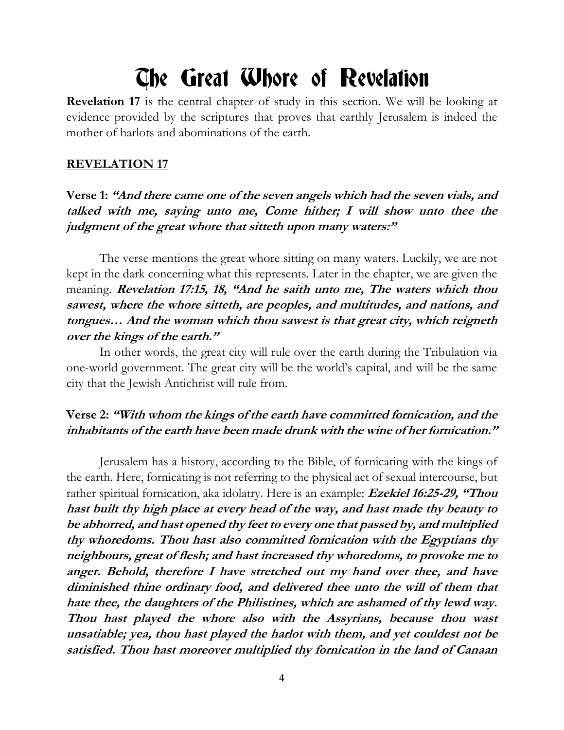# The Great Whore of Revelation

**Revelation 17** is the central chapter of study in this section. We will be looking at evidence provided by the scriptures that proves that earthly Jerusalem is indeed the mother of harlots and abominations of the earth.

## REVELATION 17

### Verse 1: *"And there came one of the seven angels which had the seven vials, and talked with me, saying unto me, Come hither; I will show unto thee the judgment of the great whore that sitteth upon many waters:"*

The verse mentions the great whore sitting on many waters. Luckily, we are not kept in the dark concerning what this represents. Later in the chapter, we are given the meaning. ***Revelation 17:15, 18, "And he saith unto me, The waters which thou sawest, where the whore sitteth, are peoples, and multitudes, and nations, and tongues… And the woman which thou sawest is that great city, which reigneth over the kings of the earth."***

In other words, the great city will rule over the earth during the Tribulation via one-world government. The great city will be the world's capital, and will be the same city that the Jewish Antichrist will rule from.

### Verse 2: *"With whom the kings of the earth have committed fornication, and the inhabitants of the earth have been made drunk with the wine of her fornication."*

Jerusalem has a history, according to the Bible, of fornicating with the kings of the earth. Here, fornicating is not referring to the physical act of sexual intercourse, but rather spiritual fornication, aka idolatry. Here is an example: ***Ezekiel 16:25-29, "Thou hast built thy high place at every head of the way, and hast made thy beauty to be abhorred, and hast opened thy feet to every one that passed by, and multiplied thy whoredoms. Thou hast also committed fornication with the Egyptians thy neighbours, great of flesh; and hast increased thy whoredoms, to provoke me to anger. Behold, therefore I have stretched out my hand over thee, and have diminished thine ordinary food, and delivered thee unto the will of them that hate thee, the daughters of the Philistines, which are ashamed of thy lewd way. Thou hast played the whore also with the Assyrians, because thou wast unsatiable; yea, thou hast played the harlot with them, and yet couldest not be satisfied. Thou hast moreover multiplied thy fornication in the land of Canaan***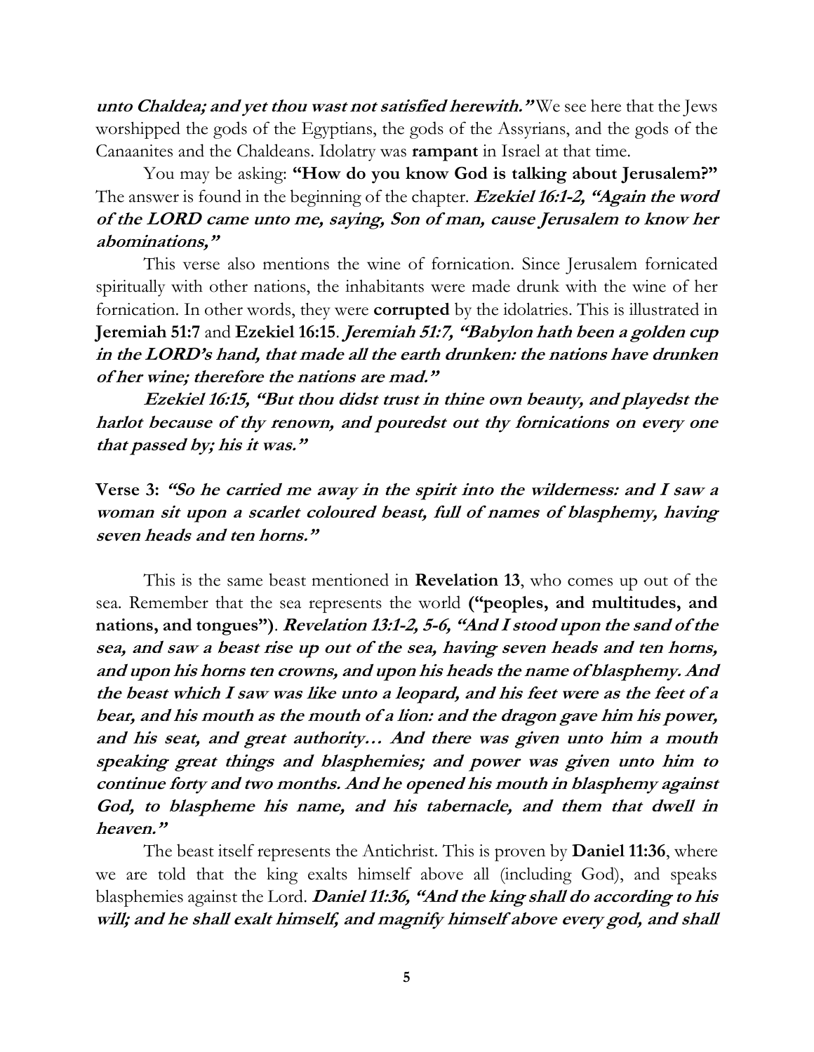***unto Chaldea; and yet thou wast not satisfied herewith."*** We see here that the Jews worshipped the gods of the Egyptians, the gods of the Assyrians, and the gods of the Canaanites and the Chaldeans. Idolatry was **rampant** in Israel at that time.

You may be asking: **"How do you know God is talking about Jerusalem?"** The answer is found in the beginning of the chapter. ***Ezekiel 16:1-2, "Again the word of the LORD came unto me, saying, Son of man, cause Jerusalem to know her abominations,"***

This verse also mentions the wine of fornication. Since Jerusalem fornicated spiritually with other nations, the inhabitants were made drunk with the wine of her fornication. In other words, they were **corrupted** by the idolatries. This is illustrated in **Jeremiah 51:7** and **Ezekiel 16:15**. ***Jeremiah 51:7, "Babylon hath been a golden cup in the LORD's hand, that made all the earth drunken: the nations have drunken of her wine; therefore the nations are mad."***

***Ezekiel 16:15, "But thou didst trust in thine own beauty, and playedst the harlot because of thy renown, and pouredst out thy fornications on every one that passed by; his it was."***

**Verse 3:** ***"So he carried me away in the spirit into the wilderness: and I saw a woman sit upon a scarlet coloured beast, full of names of blasphemy, having seven heads and ten horns."***

This is the same beast mentioned in **Revelation 13**, who comes up out of the sea. Remember that the sea represents the world **("peoples, and multitudes, and nations, and tongues")**. ***Revelation 13:1-2, 5-6, "And I stood upon the sand of the sea, and saw a beast rise up out of the sea, having seven heads and ten horns, and upon his horns ten crowns, and upon his heads the name of blasphemy. And the beast which I saw was like unto a leopard, and his feet were as the feet of a bear, and his mouth as the mouth of a lion: and the dragon gave him his power, and his seat, and great authority… And there was given unto him a mouth speaking great things and blasphemies; and power was given unto him to continue forty and two months. And he opened his mouth in blasphemy against God, to blaspheme his name, and his tabernacle, and them that dwell in heaven."***

The beast itself represents the Antichrist. This is proven by **Daniel 11:36**, where we are told that the king exalts himself above all (including God), and speaks blasphemies against the Lord. ***Daniel 11:36, "And the king shall do according to his will; and he shall exalt himself, and magnify himself above every god, and shall***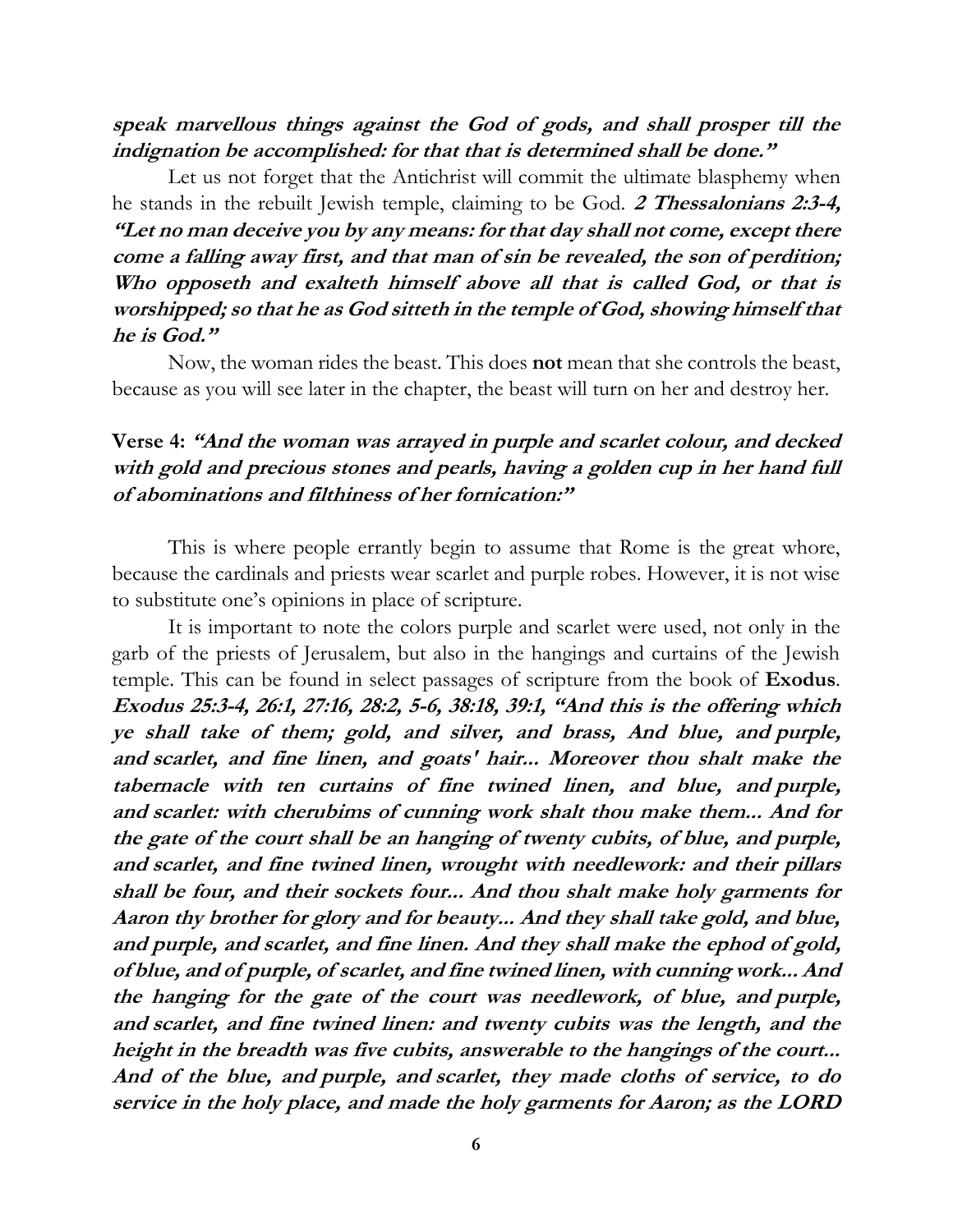***speak marvellous things against the God of gods, and shall prosper till the indignation be accomplished: for that that is determined shall be done."***

Let us not forget that the Antichrist will commit the ultimate blasphemy when he stands in the rebuilt Jewish temple, claiming to be God. ***2 Thessalonians 2:3-4, "Let no man deceive you by any means: for that day shall not come, except there come a falling away first, and that man of sin be revealed, the son of perdition; Who opposeth and exalteth himself above all that is called God, or that is worshipped; so that he as God sitteth in the temple of God, showing himself that he is God."***

Now, the woman rides the beast. This does **not** mean that she controls the beast, because as you will see later in the chapter, the beast will turn on her and destroy her.

**Verse 4:** ***"And the woman was arrayed in purple and scarlet colour, and decked with gold and precious stones and pearls, having a golden cup in her hand full of abominations and filthiness of her fornication:"***

This is where people errantly begin to assume that Rome is the great whore, because the cardinals and priests wear scarlet and purple robes. However, it is not wise to substitute one's opinions in place of scripture.

It is important to note the colors purple and scarlet were used, not only in the garb of the priests of Jerusalem, but also in the hangings and curtains of the Jewish temple. This can be found in select passages of scripture from the book of **Exodus**. ***Exodus 25:3-4, 26:1, 27:16, 28:2, 5-6, 38:18, 39:1, "And this is the offering which ye shall take of them; gold, and silver, and brass, And blue, and purple, and scarlet, and fine linen, and goats' hair... Moreover thou shalt make the tabernacle with ten curtains of fine twined linen, and blue, and purple, and scarlet: with cherubims of cunning work shalt thou make them... And for the gate of the court shall be an hanging of twenty cubits, of blue, and purple, and scarlet, and fine twined linen, wrought with needlework: and their pillars shall be four, and their sockets four... And thou shalt make holy garments for Aaron thy brother for glory and for beauty... And they shall take gold, and blue, and purple, and scarlet, and fine linen. And they shall make the ephod of gold, of blue, and of purple, of scarlet, and fine twined linen, with cunning work... And the hanging for the gate of the court was needlework, of blue, and purple, and scarlet, and fine twined linen: and twenty cubits was the length, and the height in the breadth was five cubits, answerable to the hangings of the court... And of the blue, and purple, and scarlet, they made cloths of service, to do service in the holy place, and made the holy garments for Aaron; as the LORD***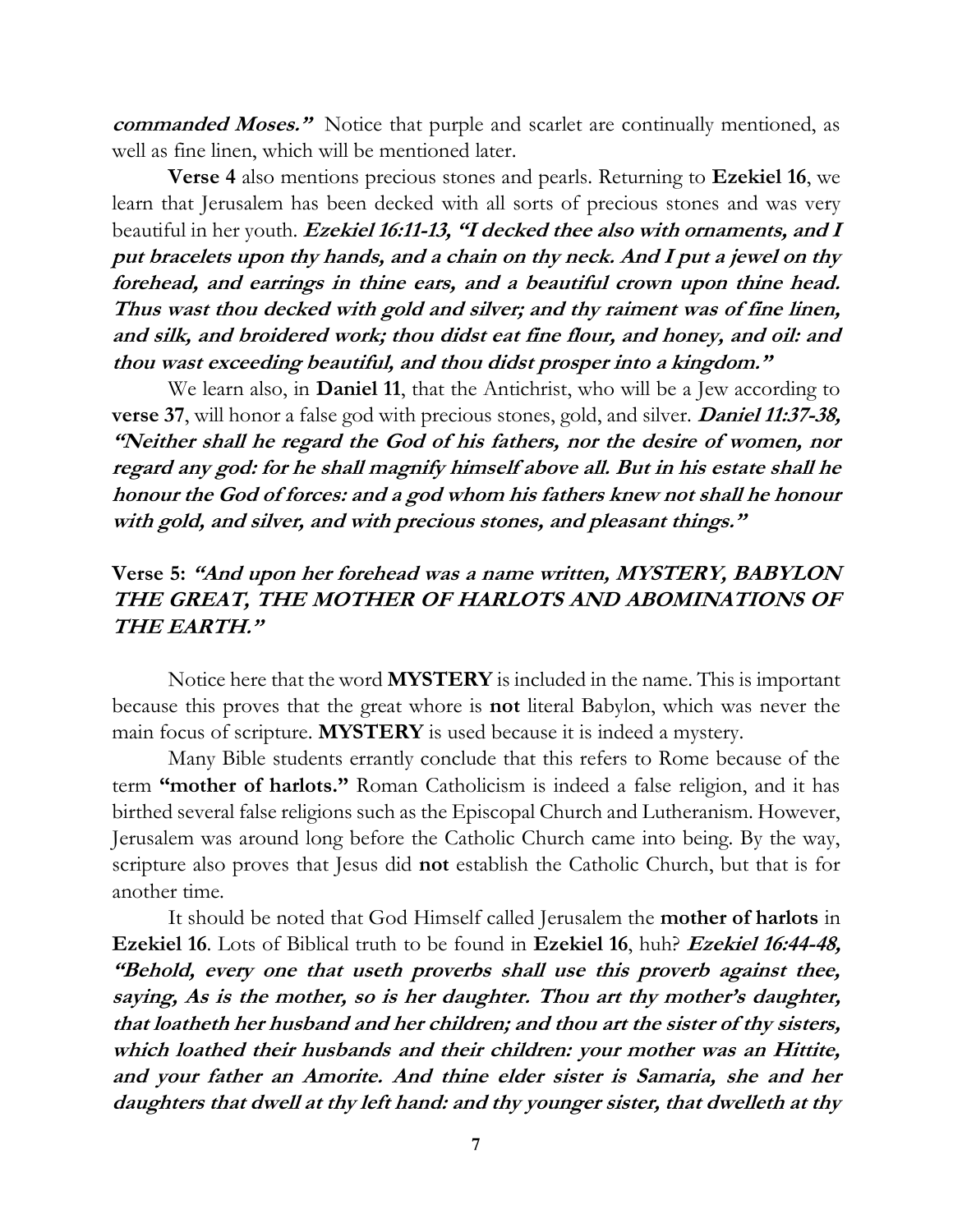***commanded Moses."*** Notice that purple and scarlet are continually mentioned, as well as fine linen, which will be mentioned later.

**Verse 4** also mentions precious stones and pearls. Returning to **Ezekiel 16**, we learn that Jerusalem has been decked with all sorts of precious stones and was very beautiful in her youth. ***Ezekiel 16:11-13, "I decked thee also with ornaments, and I put bracelets upon thy hands, and a chain on thy neck. And I put a jewel on thy forehead, and earrings in thine ears, and a beautiful crown upon thine head. Thus wast thou decked with gold and silver; and thy raiment was of fine linen, and silk, and broidered work; thou didst eat fine flour, and honey, and oil: and thou wast exceeding beautiful, and thou didst prosper into a kingdom."***

We learn also, in **Daniel 11**, that the Antichrist, who will be a Jew according to **verse 37**, will honor a false god with precious stones, gold, and silver. ***Daniel 11:37-38, "Neither shall he regard the God of his fathers, nor the desire of women, nor regard any god: for he shall magnify himself above all. But in his estate shall he honour the God of forces: and a god whom his fathers knew not shall he honour with gold, and silver, and with precious stones, and pleasant things."***

**Verse 5: *"And upon her forehead was a name written, MYSTERY, BABYLON THE GREAT, THE MOTHER OF HARLOTS AND ABOMINATIONS OF THE EARTH."***

Notice here that the word **MYSTERY** is included in the name. This is important because this proves that the great whore is **not** literal Babylon, which was never the main focus of scripture. **MYSTERY** is used because it is indeed a mystery.

Many Bible students errantly conclude that this refers to Rome because of the term **"mother of harlots."** Roman Catholicism is indeed a false religion, and it has birthed several false religions such as the Episcopal Church and Lutheranism. However, Jerusalem was around long before the Catholic Church came into being. By the way, scripture also proves that Jesus did **not** establish the Catholic Church, but that is for another time.

It should be noted that God Himself called Jerusalem the **mother of harlots** in **Ezekiel 16**. Lots of Biblical truth to be found in **Ezekiel 16**, huh? ***Ezekiel 16:44-48, "Behold, every one that useth proverbs shall use this proverb against thee, saying, As is the mother, so is her daughter. Thou art thy mother's daughter, that loatheth her husband and her children; and thou art the sister of thy sisters, which loathed their husbands and their children: your mother was an Hittite, and your father an Amorite. And thine elder sister is Samaria, she and her daughters that dwell at thy left hand: and thy younger sister, that dwelleth at thy***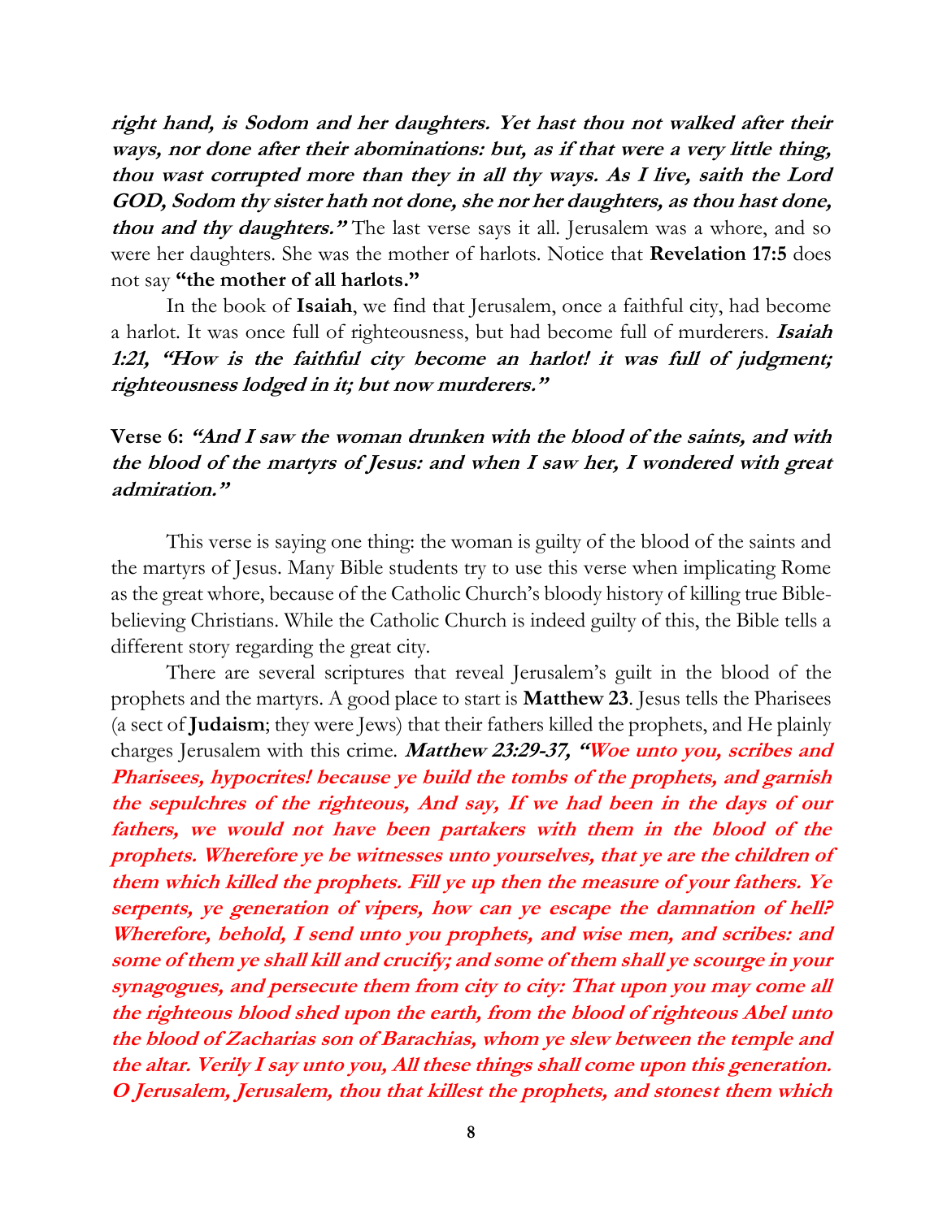***right hand, is Sodom and her daughters. Yet hast thou not walked after their ways, nor done after their abominations: but, as if that were a very little thing, thou wast corrupted more than they in all thy ways. As I live, saith the Lord GOD, Sodom thy sister hath not done, she nor her daughters, as thou hast done, thou and thy daughters."*** The last verse says it all. Jerusalem was a whore, and so were her daughters. She was the mother of harlots. Notice that **Revelation 17:5** does not say **"the mother of all harlots."**

In the book of **Isaiah**, we find that Jerusalem, once a faithful city, had become a harlot. It was once full of righteousness, but had become full of murderers. ***Isaiah 1:21, "How is the faithful city become an harlot! it was full of judgment; righteousness lodged in it; but now murderers."***

**Verse 6:** ***"And I saw the woman drunken with the blood of the saints, and with the blood of the martyrs of Jesus: and when I saw her, I wondered with great admiration."***

This verse is saying one thing: the woman is guilty of the blood of the saints and the martyrs of Jesus. Many Bible students try to use this verse when implicating Rome as the great whore, because of the Catholic Church's bloody history of killing true Bible-believing Christians. While the Catholic Church is indeed guilty of this, the Bible tells a different story regarding the great city.

There are several scriptures that reveal Jerusalem's guilt in the blood of the prophets and the martyrs. A good place to start is **Matthew 23**. Jesus tells the Pharisees (a sect of **Judaism**; they were Jews) that their fathers killed the prophets, and He plainly charges Jerusalem with this crime. ***Matthew 23:29-37, "Woe unto you, scribes and Pharisees, hypocrites! because ye build the tombs of the prophets, and garnish the sepulchres of the righteous, And say, If we had been in the days of our fathers, we would not have been partakers with them in the blood of the prophets. Wherefore ye be witnesses unto yourselves, that ye are the children of them which killed the prophets. Fill ye up then the measure of your fathers. Ye serpents, ye generation of vipers, how can ye escape the damnation of hell? Wherefore, behold, I send unto you prophets, and wise men, and scribes: and some of them ye shall kill and crucify; and some of them shall ye scourge in your synagogues, and persecute them from city to city: That upon you may come all the righteous blood shed upon the earth, from the blood of righteous Abel unto the blood of Zacharias son of Barachias, whom ye slew between the temple and the altar. Verily I say unto you, All these things shall come upon this generation. O Jerusalem, Jerusalem, thou that killest the prophets, and stonest them which***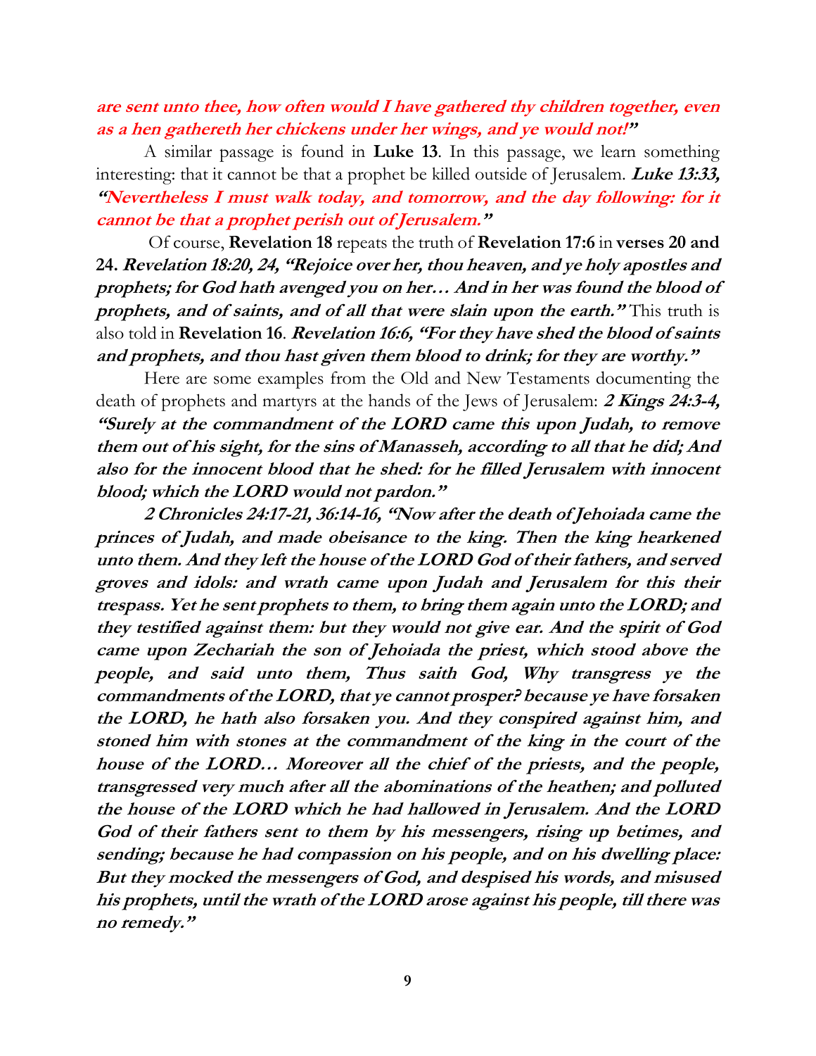***are sent unto thee, how often would I have gathered thy children together, even as a hen gathereth her chickens under her wings, and ye would not!"***

A similar passage is found in **Luke 13**. In this passage, we learn something interesting: that it cannot be that a prophet be killed outside of Jerusalem. ***Luke 13:33, "Nevertheless I must walk today, and tomorrow, and the day following: for it cannot be that a prophet perish out of Jerusalem."***

Of course, **Revelation 18** repeats the truth of **Revelation 17:6** in **verses 20 and 24.** ***Revelation 18:20, 24, "Rejoice over her, thou heaven, and ye holy apostles and prophets; for God hath avenged you on her… And in her was found the blood of prophets, and of saints, and of all that were slain upon the earth."*** This truth is also told in **Revelation 16**. ***Revelation 16:6, "For they have shed the blood of saints and prophets, and thou hast given them blood to drink; for they are worthy."***

Here are some examples from the Old and New Testaments documenting the death of prophets and martyrs at the hands of the Jews of Jerusalem: ***2 Kings 24:3-4, "Surely at the commandment of the LORD came this upon Judah, to remove them out of his sight, for the sins of Manasseh, according to all that he did; And also for the innocent blood that he shed: for he filled Jerusalem with innocent blood; which the LORD would not pardon."***

***2 Chronicles 24:17-21, 36:14-16, "Now after the death of Jehoiada came the princes of Judah, and made obeisance to the king. Then the king hearkened unto them. And they left the house of the LORD God of their fathers, and served groves and idols: and wrath came upon Judah and Jerusalem for this their trespass. Yet he sent prophets to them, to bring them again unto the LORD; and they testified against them: but they would not give ear. And the spirit of God came upon Zechariah the son of Jehoiada the priest, which stood above the people, and said unto them, Thus saith God, Why transgress ye the commandments of the LORD, that ye cannot prosper? because ye have forsaken the LORD, he hath also forsaken you. And they conspired against him, and stoned him with stones at the commandment of the king in the court of the house of the LORD… Moreover all the chief of the priests, and the people, transgressed very much after all the abominations of the heathen; and polluted the house of the LORD which he had hallowed in Jerusalem. And the LORD God of their fathers sent to them by his messengers, rising up betimes, and sending; because he had compassion on his people, and on his dwelling place: But they mocked the messengers of God, and despised his words, and misused his prophets, until the wrath of the LORD arose against his people, till there was no remedy."***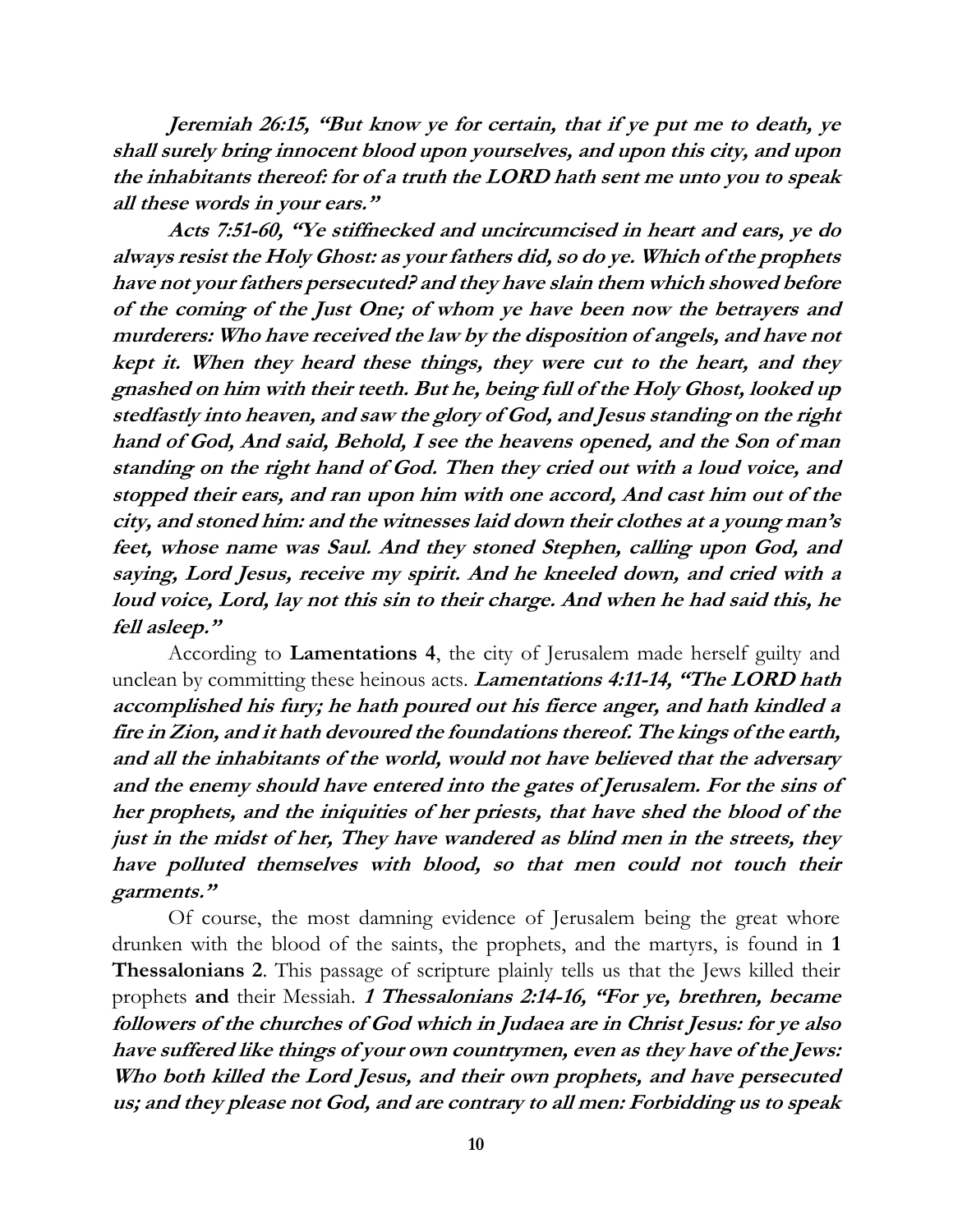***Jeremiah 26:15, "But know ye for certain, that if ye put me to death, ye shall surely bring innocent blood upon yourselves, and upon this city, and upon the inhabitants thereof: for of a truth the LORD hath sent me unto you to speak all these words in your ears."***

***Acts 7:51-60, "Ye stiffnecked and uncircumcised in heart and ears, ye do always resist the Holy Ghost: as your fathers did, so do ye. Which of the prophets have not your fathers persecuted? and they have slain them which showed before of the coming of the Just One; of whom ye have been now the betrayers and murderers: Who have received the law by the disposition of angels, and have not kept it. When they heard these things, they were cut to the heart, and they gnashed on him with their teeth. But he, being full of the Holy Ghost, looked up stedfastly into heaven, and saw the glory of God, and Jesus standing on the right hand of God, And said, Behold, I see the heavens opened, and the Son of man standing on the right hand of God. Then they cried out with a loud voice, and stopped their ears, and ran upon him with one accord, And cast him out of the city, and stoned him: and the witnesses laid down their clothes at a young man's feet, whose name was Saul. And they stoned Stephen, calling upon God, and saying, Lord Jesus, receive my spirit. And he kneeled down, and cried with a loud voice, Lord, lay not this sin to their charge. And when he had said this, he fell asleep."***

According to **Lamentations 4**, the city of Jerusalem made herself guilty and unclean by committing these heinous acts. ***Lamentations 4:11-14, "The LORD hath accomplished his fury; he hath poured out his fierce anger, and hath kindled a fire in Zion, and it hath devoured the foundations thereof. The kings of the earth, and all the inhabitants of the world, would not have believed that the adversary and the enemy should have entered into the gates of Jerusalem. For the sins of her prophets, and the iniquities of her priests, that have shed the blood of the just in the midst of her, They have wandered as blind men in the streets, they have polluted themselves with blood, so that men could not touch their garments."***

Of course, the most damning evidence of Jerusalem being the great whore drunken with the blood of the saints, the prophets, and the martyrs, is found in **1 Thessalonians 2**. This passage of scripture plainly tells us that the Jews killed their prophets **and** their Messiah. ***1 Thessalonians 2:14-16, "For ye, brethren, became followers of the churches of God which in Judaea are in Christ Jesus: for ye also have suffered like things of your own countrymen, even as they have of the Jews: Who both killed the Lord Jesus, and their own prophets, and have persecuted us; and they please not God, and are contrary to all men: Forbidding us to speak***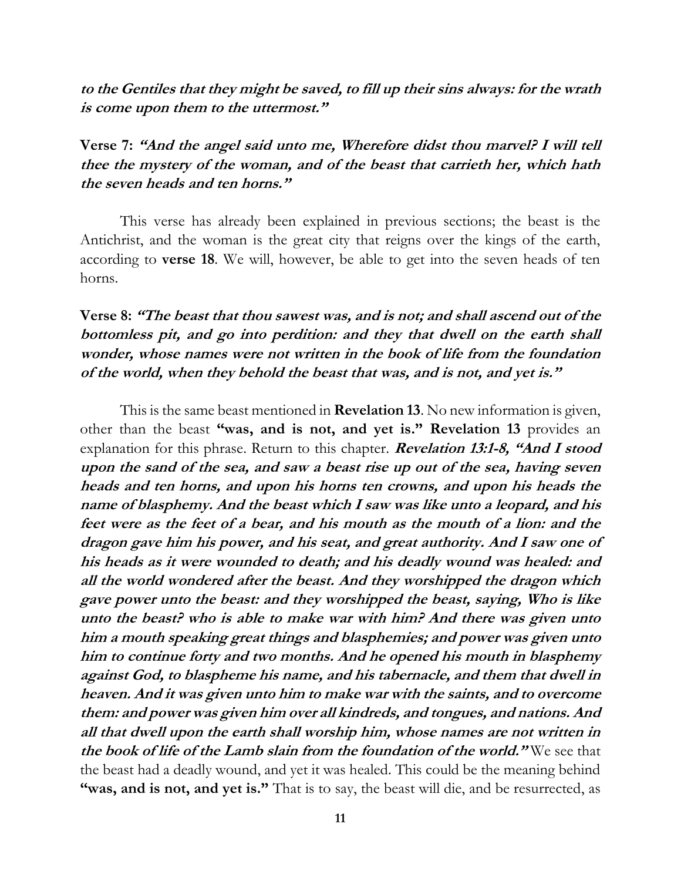***to the Gentiles that they might be saved, to fill up their sins always: for the wrath is come upon them to the uttermost."***

**Verse 7:** ***"And the angel said unto me, Wherefore didst thou marvel? I will tell thee the mystery of the woman, and of the beast that carrieth her, which hath the seven heads and ten horns."***

This verse has already been explained in previous sections; the beast is the Antichrist, and the woman is the great city that reigns over the kings of the earth, according to **verse 18**. We will, however, be able to get into the seven heads of ten horns.

**Verse 8:** ***"The beast that thou sawest was, and is not; and shall ascend out of the bottomless pit, and go into perdition: and they that dwell on the earth shall wonder, whose names were not written in the book of life from the foundation of the world, when they behold the beast that was, and is not, and yet is."***

This is the same beast mentioned in **Revelation 13**. No new information is given, other than the beast **"was, and is not, and yet is." Revelation 13** provides an explanation for this phrase. Return to this chapter. ***Revelation 13:1-8, "And I stood upon the sand of the sea, and saw a beast rise up out of the sea, having seven heads and ten horns, and upon his horns ten crowns, and upon his heads the name of blasphemy. And the beast which I saw was like unto a leopard, and his feet were as the feet of a bear, and his mouth as the mouth of a lion: and the dragon gave him his power, and his seat, and great authority. And I saw one of his heads as it were wounded to death; and his deadly wound was healed: and all the world wondered after the beast. And they worshipped the dragon which gave power unto the beast: and they worshipped the beast, saying, Who is like unto the beast? who is able to make war with him? And there was given unto him a mouth speaking great things and blasphemies; and power was given unto him to continue forty and two months. And he opened his mouth in blasphemy against God, to blaspheme his name, and his tabernacle, and them that dwell in heaven. And it was given unto him to make war with the saints, and to overcome them: and power was given him over all kindreds, and tongues, and nations. And all that dwell upon the earth shall worship him, whose names are not written in the book of life of the Lamb slain from the foundation of the world."*** We see that the beast had a deadly wound, and yet it was healed. This could be the meaning behind **"was, and is not, and yet is."** That is to say, the beast will die, and be resurrected, as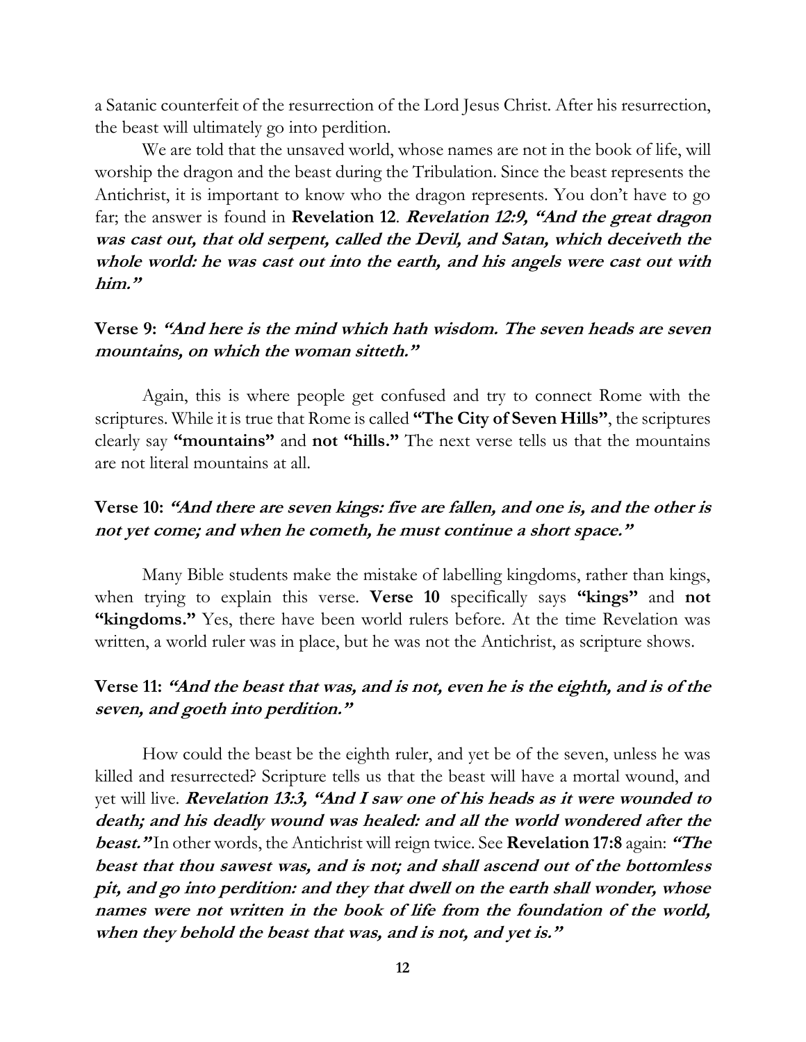a Satanic counterfeit of the resurrection of the Lord Jesus Christ. After his resurrection, the beast will ultimately go into perdition.

We are told that the unsaved world, whose names are not in the book of life, will worship the dragon and the beast during the Tribulation. Since the beast represents the Antichrist, it is important to know who the dragon represents. You don't have to go far; the answer is found in **Revelation 12**. ***Revelation 12:9, "And the great dragon was cast out, that old serpent, called the Devil, and Satan, which deceiveth the whole world: he was cast out into the earth, and his angels were cast out with him."***

**Verse 9:** ***"And here is the mind which hath wisdom. The seven heads are seven mountains, on which the woman sitteth."***

Again, this is where people get confused and try to connect Rome with the scriptures. While it is true that Rome is called **"The City of Seven Hills"**, the scriptures clearly say **"mountains"** and **not "hills."** The next verse tells us that the mountains are not literal mountains at all.

**Verse 10:** ***"And there are seven kings: five are fallen, and one is, and the other is not yet come; and when he cometh, he must continue a short space."***

Many Bible students make the mistake of labelling kingdoms, rather than kings, when trying to explain this verse. **Verse 10** specifically says **"kings"** and **not "kingdoms."** Yes, there have been world rulers before. At the time Revelation was written, a world ruler was in place, but he was not the Antichrist, as scripture shows.

**Verse 11:** ***"And the beast that was, and is not, even he is the eighth, and is of the seven, and goeth into perdition."***

How could the beast be the eighth ruler, and yet be of the seven, unless he was killed and resurrected? Scripture tells us that the beast will have a mortal wound, and yet will live. ***Revelation 13:3, "And I saw one of his heads as it were wounded to death; and his deadly wound was healed: and all the world wondered after the beast."*** In other words, the Antichrist will reign twice. See **Revelation 17:8** again: ***"The beast that thou sawest was, and is not; and shall ascend out of the bottomless pit, and go into perdition: and they that dwell on the earth shall wonder, whose names were not written in the book of life from the foundation of the world, when they behold the beast that was, and is not, and yet is."***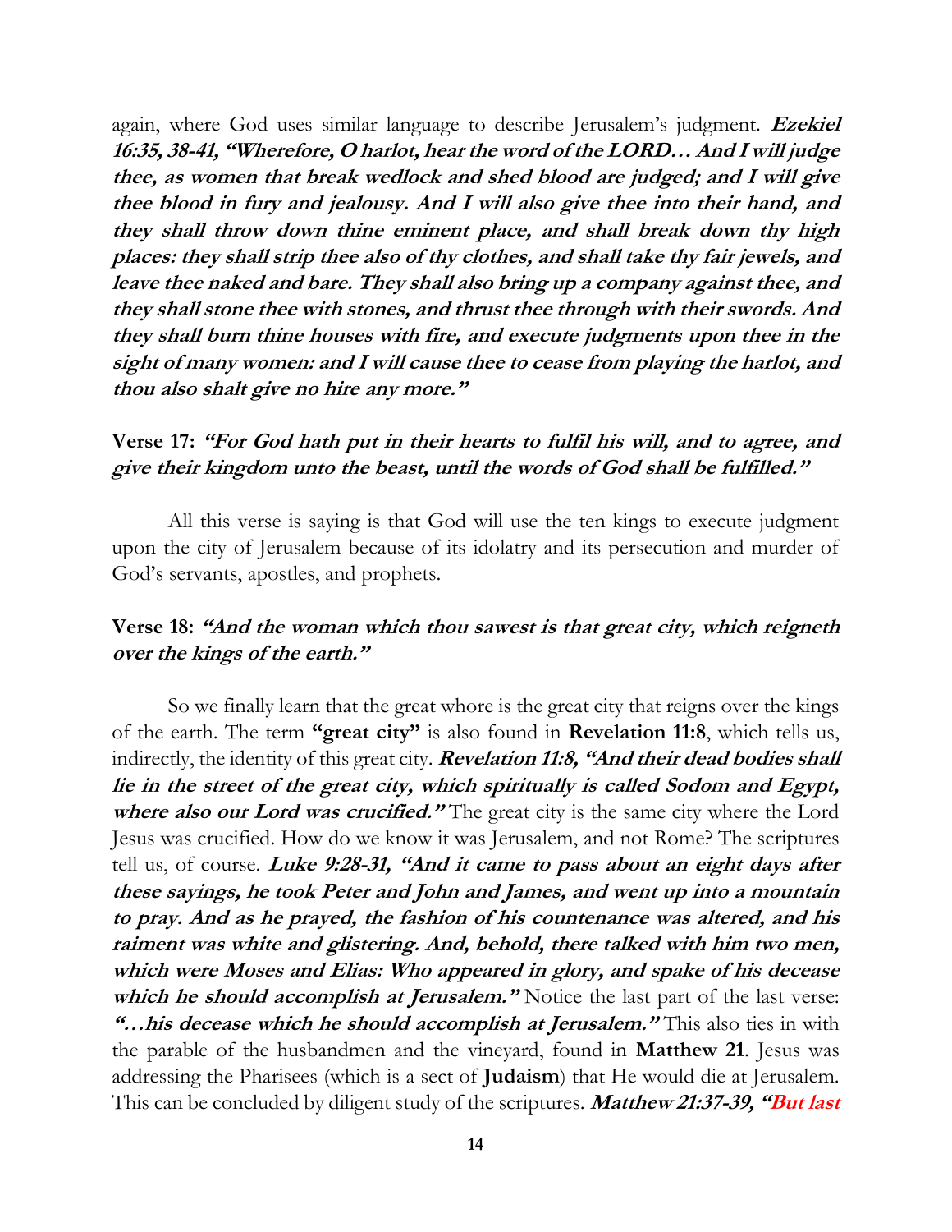again, where God uses similar language to describe Jerusalem's judgment. ***Ezekiel 16:35, 38-41, "Wherefore, O harlot, hear the word of the LORD… And I will judge thee, as women that break wedlock and shed blood are judged; and I will give thee blood in fury and jealousy. And I will also give thee into their hand, and they shall throw down thine eminent place, and shall break down thy high places: they shall strip thee also of thy clothes, and shall take thy fair jewels, and leave thee naked and bare. They shall also bring up a company against thee, and they shall stone thee with stones, and thrust thee through with their swords. And they shall burn thine houses with fire, and execute judgments upon thee in the sight of many women: and I will cause thee to cease from playing the harlot, and thou also shalt give no hire any more."***

**Verse 17:** ***"For God hath put in their hearts to fulfil his will, and to agree, and give their kingdom unto the beast, until the words of God shall be fulfilled."***

All this verse is saying is that God will use the ten kings to execute judgment upon the city of Jerusalem because of its idolatry and its persecution and murder of God's servants, apostles, and prophets.

**Verse 18:** ***"And the woman which thou sawest is that great city, which reigneth over the kings of the earth."***

So we finally learn that the great whore is the great city that reigns over the kings of the earth. The term **"great city"** is also found in **Revelation 11:8**, which tells us, indirectly, the identity of this great city. ***Revelation 11:8, "And their dead bodies shall lie in the street of the great city, which spiritually is called Sodom and Egypt, where also our Lord was crucified."*** The great city is the same city where the Lord Jesus was crucified. How do we know it was Jerusalem, and not Rome? The scriptures tell us, of course. ***Luke 9:28-31, "And it came to pass about an eight days after these sayings, he took Peter and John and James, and went up into a mountain to pray. And as he prayed, the fashion of his countenance was altered, and his raiment was white and glistering. And, behold, there talked with him two men, which were Moses and Elias: Who appeared in glory, and spake of his decease which he should accomplish at Jerusalem."*** Notice the last part of the last verse: ***"…his decease which he should accomplish at Jerusalem."*** This also ties in with the parable of the husbandmen and the vineyard, found in **Matthew 21**. Jesus was addressing the Pharisees (which is a sect of **Judaism**) that He would die at Jerusalem. This can be concluded by diligent study of the scriptures. ***Matthew 21:37-39, "But last***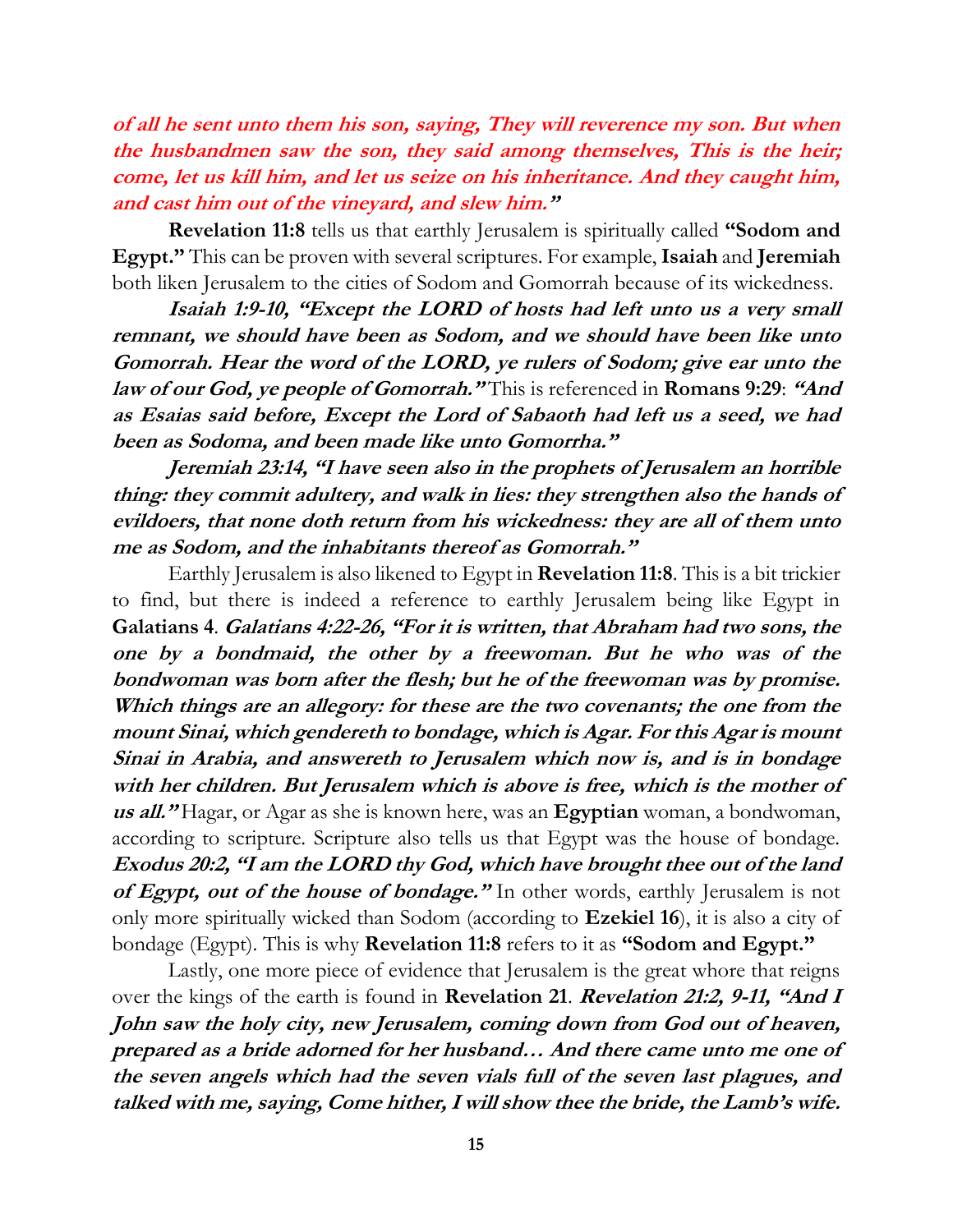***of all he sent unto them his son, saying, They will reverence my son. But when the husbandmen saw the son, they said among themselves, This is the heir; come, let us kill him, and let us seize on his inheritance. And they caught him, and cast him out of the vineyard, and slew him."***

**Revelation 11:8** tells us that earthly Jerusalem is spiritually called **"Sodom and Egypt."** This can be proven with several scriptures. For example, **Isaiah** and **Jeremiah** both liken Jerusalem to the cities of Sodom and Gomorrah because of its wickedness.

***Isaiah 1:9-10, "Except the LORD of hosts had left unto us a very small remnant, we should have been as Sodom, and we should have been like unto Gomorrah. Hear the word of the LORD, ye rulers of Sodom; give ear unto the law of our God, ye people of Gomorrah."*** This is referenced in **Romans 9:29**: ***"And as Esaias said before, Except the Lord of Sabaoth had left us a seed, we had been as Sodoma, and been made like unto Gomorrha."***

***Jeremiah 23:14, "I have seen also in the prophets of Jerusalem an horrible thing: they commit adultery, and walk in lies: they strengthen also the hands of evildoers, that none doth return from his wickedness: they are all of them unto me as Sodom, and the inhabitants thereof as Gomorrah."***

Earthly Jerusalem is also likened to Egypt in **Revelation 11:8**. This is a bit trickier to find, but there is indeed a reference to earthly Jerusalem being like Egypt in **Galatians 4**. ***Galatians 4:22-26, "For it is written, that Abraham had two sons, the one by a bondmaid, the other by a freewoman. But he who was of the bondwoman was born after the flesh; but he of the freewoman was by promise. Which things are an allegory: for these are the two covenants; the one from the mount Sinai, which gendereth to bondage, which is Agar. For this Agar is mount Sinai in Arabia, and answereth to Jerusalem which now is, and is in bondage with her children. But Jerusalem which is above is free, which is the mother of us all."*** Hagar, or Agar as she is known here, was an **Egyptian** woman, a bondwoman, according to scripture. Scripture also tells us that Egypt was the house of bondage. ***Exodus 20:2, "I am the LORD thy God, which have brought thee out of the land of Egypt, out of the house of bondage."*** In other words, earthly Jerusalem is not only more spiritually wicked than Sodom (according to **Ezekiel 16**), it is also a city of bondage (Egypt). This is why **Revelation 11:8** refers to it as **"Sodom and Egypt."**

Lastly, one more piece of evidence that Jerusalem is the great whore that reigns over the kings of the earth is found in **Revelation 21**. ***Revelation 21:2, 9-11, "And I John saw the holy city, new Jerusalem, coming down from God out of heaven, prepared as a bride adorned for her husband… And there came unto me one of the seven angels which had the seven vials full of the seven last plagues, and talked with me, saying, Come hither, I will show thee the bride, the Lamb's wife.***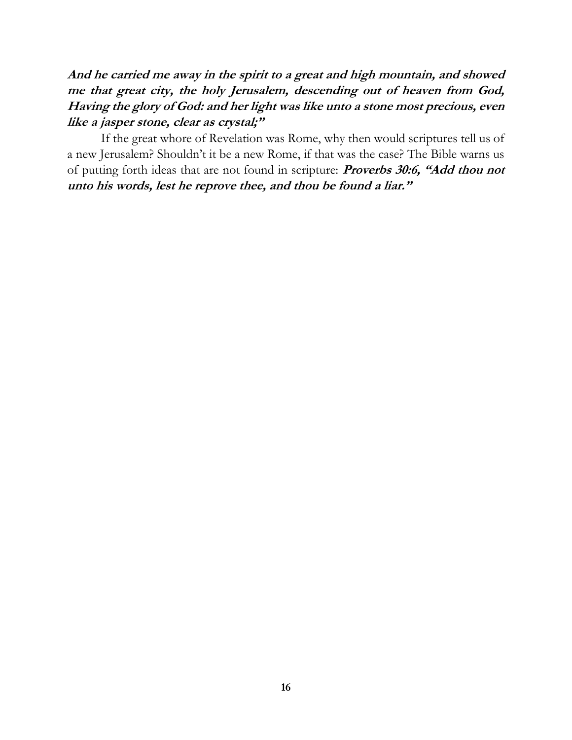***And he carried me away in the spirit to a great and high mountain, and showed me that great city, the holy Jerusalem, descending out of heaven from God, Having the glory of God: and her light was like unto a stone most precious, even like a jasper stone, clear as crystal;"***

If the great whore of Revelation was Rome, why then would scriptures tell us of a new Jerusalem? Shouldn't it be a new Rome, if that was the case? The Bible warns us of putting forth ideas that are not found in scripture: ***Proverbs 30:6, "Add thou not unto his words, lest he reprove thee, and thou be found a liar."***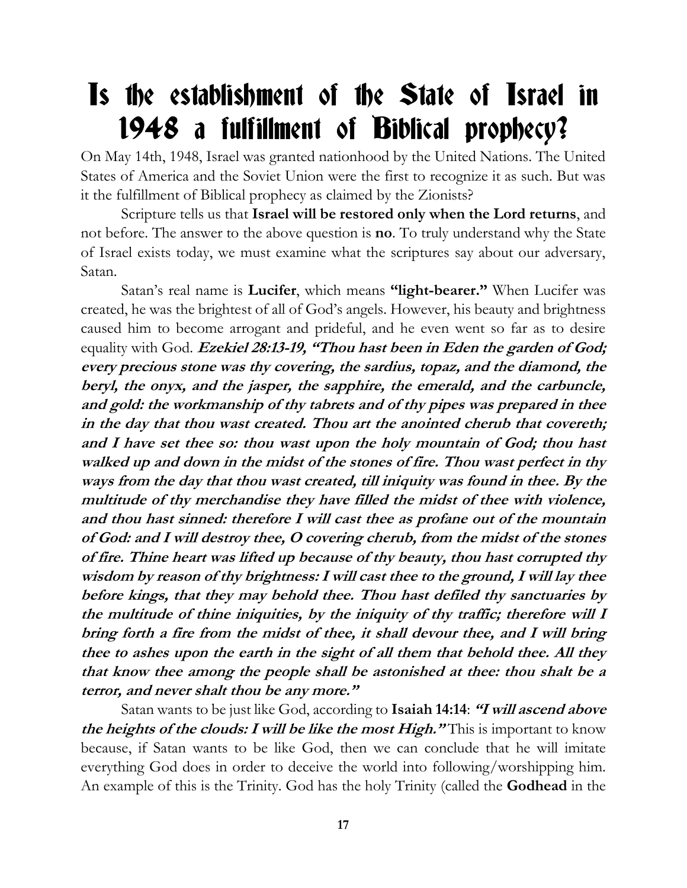# Is the establishment of the State of Israel in 1948 a fulfillment of Biblical prophecy?

On May 14th, 1948, Israel was granted nationhood by the United Nations. The United States of America and the Soviet Union were the first to recognize it as such. But was it the fulfillment of Biblical prophecy as claimed by the Zionists?

Scripture tells us that **Israel will be restored only when the Lord returns**, and not before. The answer to the above question is **no**. To truly understand why the State of Israel exists today, we must examine what the scriptures say about our adversary, Satan.

Satan's real name is **Lucifer**, which means **"light-bearer."** When Lucifer was created, he was the brightest of all of God's angels. However, his beauty and brightness caused him to become arrogant and prideful, and he even went so far as to desire equality with God. ***Ezekiel 28:13-19, "Thou hast been in Eden the garden of God; every precious stone was thy covering, the sardius, topaz, and the diamond, the beryl, the onyx, and the jasper, the sapphire, the emerald, and the carbuncle, and gold: the workmanship of thy tabrets and of thy pipes was prepared in thee in the day that thou wast created. Thou art the anointed cherub that covereth; and I have set thee so: thou wast upon the holy mountain of God; thou hast walked up and down in the midst of the stones of fire. Thou wast perfect in thy ways from the day that thou wast created, till iniquity was found in thee. By the multitude of thy merchandise they have filled the midst of thee with violence, and thou hast sinned: therefore I will cast thee as profane out of the mountain of God: and I will destroy thee, O covering cherub, from the midst of the stones of fire. Thine heart was lifted up because of thy beauty, thou hast corrupted thy wisdom by reason of thy brightness: I will cast thee to the ground, I will lay thee before kings, that they may behold thee. Thou hast defiled thy sanctuaries by the multitude of thine iniquities, by the iniquity of thy traffic; therefore will I bring forth a fire from the midst of thee, it shall devour thee, and I will bring thee to ashes upon the earth in the sight of all them that behold thee. All they that know thee among the people shall be astonished at thee: thou shalt be a terror, and never shalt thou be any more."***

Satan wants to be just like God, according to **Isaiah 14:14**: ***"I will ascend above the heights of the clouds: I will be like the most High."*** This is important to know because, if Satan wants to be like God, then we can conclude that he will imitate everything God does in order to deceive the world into following/worshipping him. An example of this is the Trinity. God has the holy Trinity (called the **Godhead** in the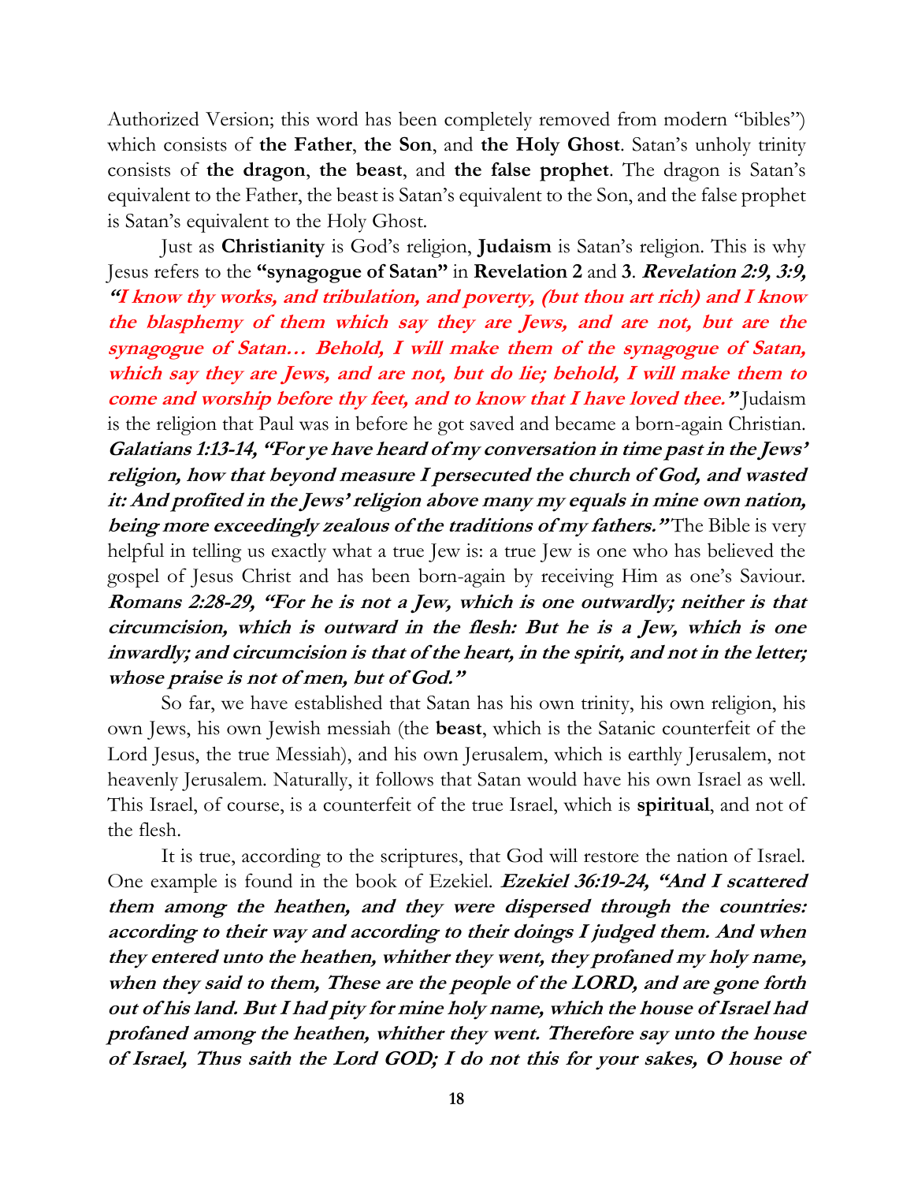Authorized Version; this word has been completely removed from modern "bibles") which consists of **the Father**, **the Son**, and **the Holy Ghost**. Satan's unholy trinity consists of **the dragon**, **the beast**, and **the false prophet**. The dragon is Satan's equivalent to the Father, the beast is Satan's equivalent to the Son, and the false prophet is Satan's equivalent to the Holy Ghost.

Just as **Christianity** is God's religion, **Judaism** is Satan's religion. This is why Jesus refers to the **"synagogue of Satan"** in **Revelation 2** and **3**. ***Revelation 2:9, 3:9, "I know thy works, and tribulation, and poverty, (but thou art rich) and I know the blasphemy of them which say they are Jews, and are not, but are the synagogue of Satan… Behold, I will make them of the synagogue of Satan, which say they are Jews, and are not, but do lie; behold, I will make them to come and worship before thy feet, and to know that I have loved thee."*** Judaism is the religion that Paul was in before he got saved and became a born-again Christian. ***Galatians 1:13-14, "For ye have heard of my conversation in time past in the Jews' religion, how that beyond measure I persecuted the church of God, and wasted it: And profited in the Jews' religion above many my equals in mine own nation, being more exceedingly zealous of the traditions of my fathers."*** The Bible is very helpful in telling us exactly what a true Jew is: a true Jew is one who has believed the gospel of Jesus Christ and has been born-again by receiving Him as one's Saviour. ***Romans 2:28-29, "For he is not a Jew, which is one outwardly; neither is that circumcision, which is outward in the flesh: But he is a Jew, which is one inwardly; and circumcision is that of the heart, in the spirit, and not in the letter; whose praise is not of men, but of God."***

So far, we have established that Satan has his own trinity, his own religion, his own Jews, his own Jewish messiah (the **beast**, which is the Satanic counterfeit of the Lord Jesus, the true Messiah), and his own Jerusalem, which is earthly Jerusalem, not heavenly Jerusalem. Naturally, it follows that Satan would have his own Israel as well. This Israel, of course, is a counterfeit of the true Israel, which is **spiritual**, and not of the flesh.

It is true, according to the scriptures, that God will restore the nation of Israel. One example is found in the book of Ezekiel. ***Ezekiel 36:19-24, "And I scattered them among the heathen, and they were dispersed through the countries: according to their way and according to their doings I judged them. And when they entered unto the heathen, whither they went, they profaned my holy name, when they said to them, These are the people of the LORD, and are gone forth out of his land. But I had pity for mine holy name, which the house of Israel had profaned among the heathen, whither they went. Therefore say unto the house of Israel, Thus saith the Lord GOD; I do not this for your sakes, O house of***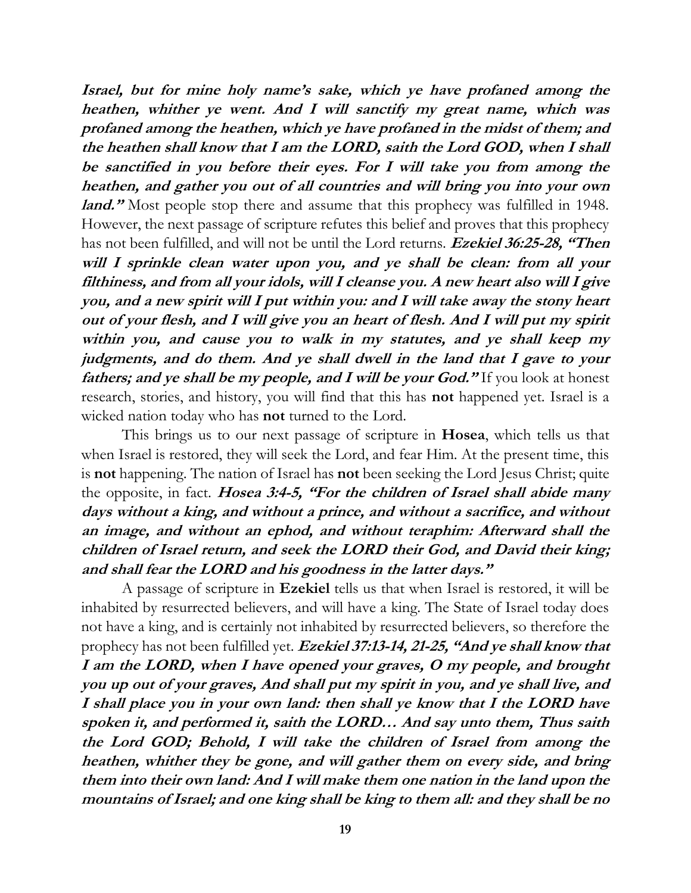***Israel, but for mine holy name's sake, which ye have profaned among the heathen, whither ye went. And I will sanctify my great name, which was profaned among the heathen, which ye have profaned in the midst of them; and the heathen shall know that I am the LORD, saith the Lord GOD, when I shall be sanctified in you before their eyes. For I will take you from among the heathen, and gather you out of all countries and will bring you into your own land."*** Most people stop there and assume that this prophecy was fulfilled in 1948. However, the next passage of scripture refutes this belief and proves that this prophecy has not been fulfilled, and will not be until the Lord returns. ***Ezekiel 36:25-28, "Then will I sprinkle clean water upon you, and ye shall be clean: from all your filthiness, and from all your idols, will I cleanse you. A new heart also will I give you, and a new spirit will I put within you: and I will take away the stony heart out of your flesh, and I will give you an heart of flesh. And I will put my spirit within you, and cause you to walk in my statutes, and ye shall keep my judgments, and do them. And ye shall dwell in the land that I gave to your fathers; and ye shall be my people, and I will be your God."*** If you look at honest research, stories, and history, you will find that this has **not** happened yet. Israel is a wicked nation today who has **not** turned to the Lord.

This brings us to our next passage of scripture in **Hosea**, which tells us that when Israel is restored, they will seek the Lord, and fear Him. At the present time, this is **not** happening. The nation of Israel has **not** been seeking the Lord Jesus Christ; quite the opposite, in fact. ***Hosea 3:4-5, "For the children of Israel shall abide many days without a king, and without a prince, and without a sacrifice, and without an image, and without an ephod, and without teraphim: Afterward shall the children of Israel return, and seek the LORD their God, and David their king; and shall fear the LORD and his goodness in the latter days."***

A passage of scripture in **Ezekiel** tells us that when Israel is restored, it will be inhabited by resurrected believers, and will have a king. The State of Israel today does not have a king, and is certainly not inhabited by resurrected believers, so therefore the prophecy has not been fulfilled yet. ***Ezekiel 37:13-14, 21-25, "And ye shall know that I am the LORD, when I have opened your graves, O my people, and brought you up out of your graves, And shall put my spirit in you, and ye shall live, and I shall place you in your own land: then shall ye know that I the LORD have spoken it, and performed it, saith the LORD… And say unto them, Thus saith the Lord GOD; Behold, I will take the children of Israel from among the heathen, whither they be gone, and will gather them on every side, and bring them into their own land: And I will make them one nation in the land upon the mountains of Israel; and one king shall be king to them all: and they shall be no***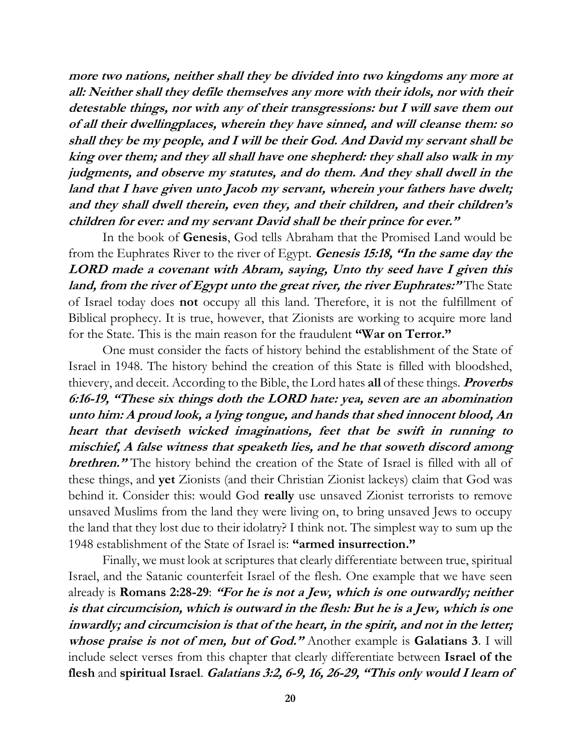***more two nations, neither shall they be divided into two kingdoms any more at all: Neither shall they defile themselves any more with their idols, nor with their detestable things, nor with any of their transgressions: but I will save them out of all their dwellingplaces, wherein they have sinned, and will cleanse them: so shall they be my people, and I will be their God. And David my servant shall be king over them; and they all shall have one shepherd: they shall also walk in my judgments, and observe my statutes, and do them. And they shall dwell in the land that I have given unto Jacob my servant, wherein your fathers have dwelt; and they shall dwell therein, even they, and their children, and their children's children for ever: and my servant David shall be their prince for ever."***

In the book of **Genesis**, God tells Abraham that the Promised Land would be from the Euphrates River to the river of Egypt. ***Genesis 15:18, "In the same day the LORD made a covenant with Abram, saying, Unto thy seed have I given this land, from the river of Egypt unto the great river, the river Euphrates:"*** The State of Israel today does **not** occupy all this land. Therefore, it is not the fulfillment of Biblical prophecy. It is true, however, that Zionists are working to acquire more land for the State. This is the main reason for the fraudulent **"War on Terror."**

One must consider the facts of history behind the establishment of the State of Israel in 1948. The history behind the creation of this State is filled with bloodshed, thievery, and deceit. According to the Bible, the Lord hates **all** of these things. ***Proverbs 6:16-19, "These six things doth the LORD hate: yea, seven are an abomination unto him: A proud look, a lying tongue, and hands that shed innocent blood, An heart that deviseth wicked imaginations, feet that be swift in running to mischief, A false witness that speaketh lies, and he that soweth discord among brethren."*** The history behind the creation of the State of Israel is filled with all of these things, and **yet** Zionists (and their Christian Zionist lackeys) claim that God was behind it. Consider this: would God **really** use unsaved Zionist terrorists to remove unsaved Muslims from the land they were living on, to bring unsaved Jews to occupy the land that they lost due to their idolatry? I think not. The simplest way to sum up the 1948 establishment of the State of Israel is: **"armed insurrection."**

Finally, we must look at scriptures that clearly differentiate between true, spiritual Israel, and the Satanic counterfeit Israel of the flesh. One example that we have seen already is **Romans 2:28-29**: ***"For he is not a Jew, which is one outwardly; neither is that circumcision, which is outward in the flesh: But he is a Jew, which is one inwardly; and circumcision is that of the heart, in the spirit, and not in the letter; whose praise is not of men, but of God."*** Another example is **Galatians 3**. I will include select verses from this chapter that clearly differentiate between **Israel of the flesh** and **spiritual Israel**. ***Galatians 3:2, 6-9, 16, 26-29, "This only would I learn of***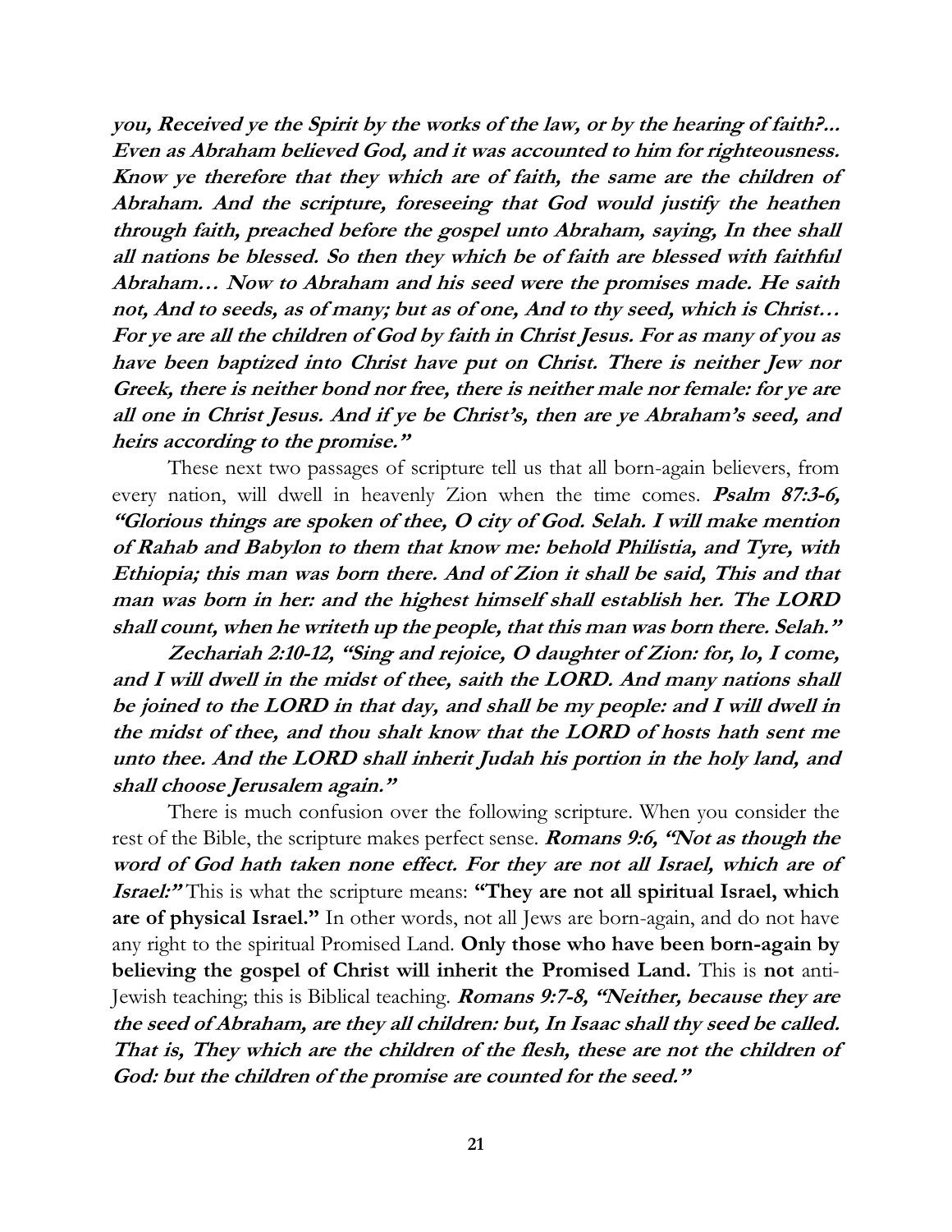***you, Received ye the Spirit by the works of the law, or by the hearing of faith?... Even as Abraham believed God, and it was accounted to him for righteousness. Know ye therefore that they which are of faith, the same are the children of Abraham. And the scripture, foreseeing that God would justify the heathen through faith, preached before the gospel unto Abraham, saying, In thee shall all nations be blessed. So then they which be of faith are blessed with faithful Abraham… Now to Abraham and his seed were the promises made. He saith not, And to seeds, as of many; but as of one, And to thy seed, which is Christ… For ye are all the children of God by faith in Christ Jesus. For as many of you as have been baptized into Christ have put on Christ. There is neither Jew nor Greek, there is neither bond nor free, there is neither male nor female: for ye are all one in Christ Jesus. And if ye be Christ's, then are ye Abraham's seed, and heirs according to the promise."***

These next two passages of scripture tell us that all born-again believers, from every nation, will dwell in heavenly Zion when the time comes. ***Psalm 87:3-6, "Glorious things are spoken of thee, O city of God. Selah. I will make mention of Rahab and Babylon to them that know me: behold Philistia, and Tyre, with Ethiopia; this man was born there. And of Zion it shall be said, This and that man was born in her: and the highest himself shall establish her. The LORD shall count, when he writeth up the people, that this man was born there. Selah."***

***Zechariah 2:10-12, "Sing and rejoice, O daughter of Zion: for, lo, I come, and I will dwell in the midst of thee, saith the LORD. And many nations shall be joined to the LORD in that day, and shall be my people: and I will dwell in the midst of thee, and thou shalt know that the LORD of hosts hath sent me unto thee. And the LORD shall inherit Judah his portion in the holy land, and shall choose Jerusalem again."***

There is much confusion over the following scripture. When you consider the rest of the Bible, the scripture makes perfect sense. ***Romans 9:6, "Not as though the word of God hath taken none effect. For they are not all Israel, which are of Israel:"*** This is what the scripture means: **"They are not all spiritual Israel, which are of physical Israel."** In other words, not all Jews are born-again, and do not have any right to the spiritual Promised Land. **Only those who have been born-again by believing the gospel of Christ will inherit the Promised Land.** This is **not** anti-Jewish teaching; this is Biblical teaching. ***Romans 9:7-8, "Neither, because they are the seed of Abraham, are they all children: but, In Isaac shall thy seed be called. That is, They which are the children of the flesh, these are not the children of God: but the children of the promise are counted for the seed."***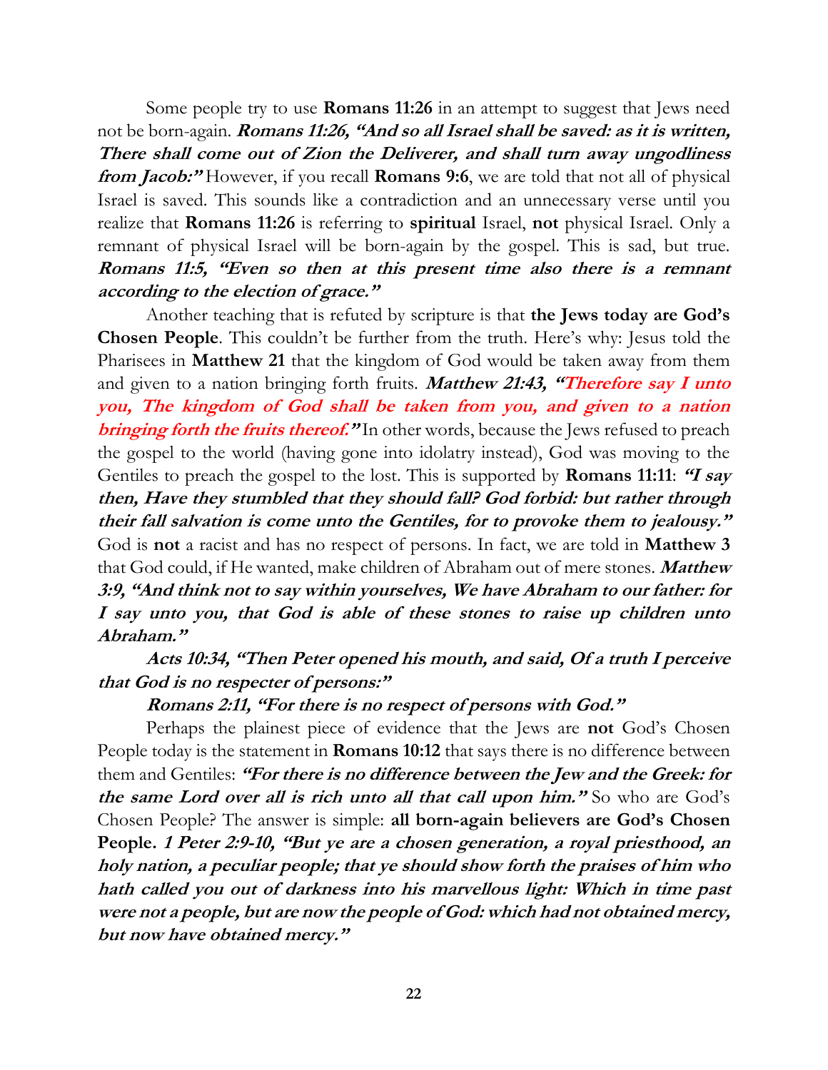Some people try to use **Romans 11:26** in an attempt to suggest that Jews need not be born-again. ***Romans 11:26, "And so all Israel shall be saved: as it is written, There shall come out of Zion the Deliverer, and shall turn away ungodliness from Jacob:"*** However, if you recall **Romans 9:6**, we are told that not all of physical Israel is saved. This sounds like a contradiction and an unnecessary verse until you realize that **Romans 11:26** is referring to **spiritual** Israel, **not** physical Israel. Only a remnant of physical Israel will be born-again by the gospel. This is sad, but true. ***Romans 11:5, "Even so then at this present time also there is a remnant according to the election of grace."***

Another teaching that is refuted by scripture is that **the Jews today are God's Chosen People**. This couldn't be further from the truth. Here's why: Jesus told the Pharisees in **Matthew 21** that the kingdom of God would be taken away from them and given to a nation bringing forth fruits. ***Matthew 21:43, "Therefore say I unto you, The kingdom of God shall be taken from you, and given to a nation bringing forth the fruits thereof."*** In other words, because the Jews refused to preach the gospel to the world (having gone into idolatry instead), God was moving to the Gentiles to preach the gospel to the lost. This is supported by **Romans 11:11**: ***"I say then, Have they stumbled that they should fall? God forbid: but rather through their fall salvation is come unto the Gentiles, for to provoke them to jealousy."*** God is **not** a racist and has no respect of persons. In fact, we are told in **Matthew 3** that God could, if He wanted, make children of Abraham out of mere stones. ***Matthew 3:9, "And think not to say within yourselves, We have Abraham to our father: for I say unto you, that God is able of these stones to raise up children unto Abraham."***

***Acts 10:34, "Then Peter opened his mouth, and said, Of a truth I perceive that God is no respecter of persons:"***

***Romans 2:11, "For there is no respect of persons with God."***

Perhaps the plainest piece of evidence that the Jews are **not** God's Chosen People today is the statement in **Romans 10:12** that says there is no difference between them and Gentiles: ***"For there is no difference between the Jew and the Greek: for the same Lord over all is rich unto all that call upon him."*** So who are God's Chosen People? The answer is simple: **all born-again believers are God's Chosen People.** ***1 Peter 2:9-10, "But ye are a chosen generation, a royal priesthood, an holy nation, a peculiar people; that ye should show forth the praises of him who hath called you out of darkness into his marvellous light: Which in time past were not a people, but are now the people of God: which had not obtained mercy, but now have obtained mercy."***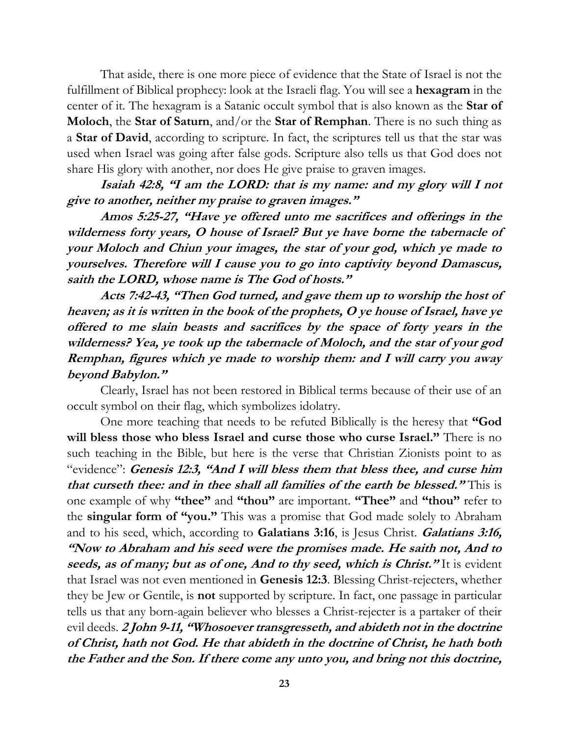That aside, there is one more piece of evidence that the State of Israel is not the fulfillment of Biblical prophecy: look at the Israeli flag. You will see a **hexagram** in the center of it. The hexagram is a Satanic occult symbol that is also known as the **Star of Moloch**, the **Star of Saturn**, and/or the **Star of Remphan**. There is no such thing as a **Star of David**, according to scripture. In fact, the scriptures tell us that the star was used when Israel was going after false gods. Scripture also tells us that God does not share His glory with another, nor does He give praise to graven images.

***Isaiah 42:8, "I am the LORD: that is my name: and my glory will I not give to another, neither my praise to graven images."***

***Amos 5:25-27, "Have ye offered unto me sacrifices and offerings in the wilderness forty years, O house of Israel? But ye have borne the tabernacle of your Moloch and Chiun your images, the star of your god, which ye made to yourselves. Therefore will I cause you to go into captivity beyond Damascus, saith the LORD, whose name is The God of hosts."***

***Acts 7:42-43, "Then God turned, and gave them up to worship the host of heaven; as it is written in the book of the prophets, O ye house of Israel, have ye offered to me slain beasts and sacrifices by the space of forty years in the wilderness? Yea, ye took up the tabernacle of Moloch, and the star of your god Remphan, figures which ye made to worship them: and I will carry you away beyond Babylon."***

Clearly, Israel has not been restored in Biblical terms because of their use of an occult symbol on their flag, which symbolizes idolatry.

One more teaching that needs to be refuted Biblically is the heresy that **"God will bless those who bless Israel and curse those who curse Israel."** There is no such teaching in the Bible, but here is the verse that Christian Zionists point to as "evidence": ***Genesis 12:3, "And I will bless them that bless thee, and curse him that curseth thee: and in thee shall all families of the earth be blessed."*** This is one example of why **"thee"** and **"thou"** are important. **"Thee"** and **"thou"** refer to the **singular form of "you."** This was a promise that God made solely to Abraham and to his seed, which, according to **Galatians 3:16**, is Jesus Christ. ***Galatians 3:16, "Now to Abraham and his seed were the promises made. He saith not, And to seeds, as of many; but as of one, And to thy seed, which is Christ."*** It is evident that Israel was not even mentioned in **Genesis 12:3**. Blessing Christ-rejecters, whether they be Jew or Gentile, is **not** supported by scripture. In fact, one passage in particular tells us that any born-again believer who blesses a Christ-rejecter is a partaker of their evil deeds. ***2 John 9-11, "Whosoever transgresseth, and abideth not in the doctrine of Christ, hath not God. He that abideth in the doctrine of Christ, he hath both the Father and the Son. If there come any unto you, and bring not this doctrine,***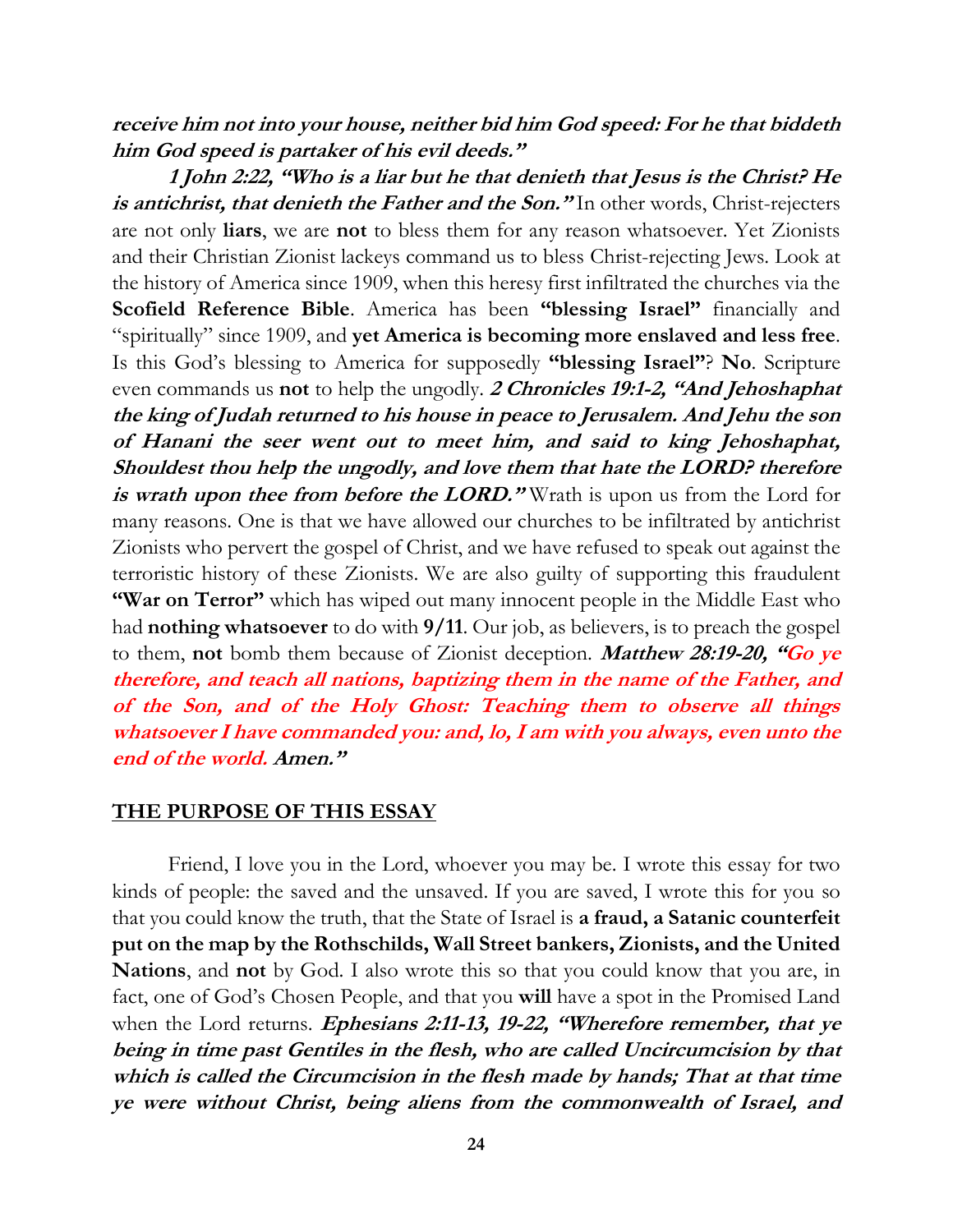***receive him not into your house, neither bid him God speed: For he that biddeth him God speed is partaker of his evil deeds."***

***1 John 2:22, "Who is a liar but he that denieth that Jesus is the Christ? He is antichrist, that denieth the Father and the Son."*** In other words, Christ-rejecters are not only **liars**, we are **not** to bless them for any reason whatsoever. Yet Zionists and their Christian Zionist lackeys command us to bless Christ-rejecting Jews. Look at the history of America since 1909, when this heresy first infiltrated the churches via the **Scofield Reference Bible**. America has been **"blessing Israel"** financially and "spiritually" since 1909, and **yet America is becoming more enslaved and less free**. Is this God's blessing to America for supposedly **"blessing Israel"**? **No**. Scripture even commands us **not** to help the ungodly. ***2 Chronicles 19:1-2, "And Jehoshaphat the king of Judah returned to his house in peace to Jerusalem. And Jehu the son of Hanani the seer went out to meet him, and said to king Jehoshaphat, Shouldest thou help the ungodly, and love them that hate the LORD? therefore is wrath upon thee from before the LORD."*** Wrath is upon us from the Lord for many reasons. One is that we have allowed our churches to be infiltrated by antichrist Zionists who pervert the gospel of Christ, and we have refused to speak out against the terroristic history of these Zionists. We are also guilty of supporting this fraudulent **"War on Terror"** which has wiped out many innocent people in the Middle East who had **nothing whatsoever** to do with **9/11**. Our job, as believers, is to preach the gospel to them, **not** bomb them because of Zionist deception. ***Matthew 28:19-20, "Go ye therefore, and teach all nations, baptizing them in the name of the Father, and of the Son, and of the Holy Ghost: Teaching them to observe all things whatsoever I have commanded you: and, lo, I am with you always, even unto the end of the world. Amen."***

## THE PURPOSE OF THIS ESSAY

Friend, I love you in the Lord, whoever you may be. I wrote this essay for two kinds of people: the saved and the unsaved. If you are saved, I wrote this for you so that you could know the truth, that the State of Israel is **a fraud, a Satanic counterfeit put on the map by the Rothschilds, Wall Street bankers, Zionists, and the United Nations**, and **not** by God. I also wrote this so that you could know that you are, in fact, one of God's Chosen People, and that you **will** have a spot in the Promised Land when the Lord returns. ***Ephesians 2:11-13, 19-22, "Wherefore remember, that ye being in time past Gentiles in the flesh, who are called Uncircumcision by that which is called the Circumcision in the flesh made by hands; That at that time ye were without Christ, being aliens from the commonwealth of Israel, and***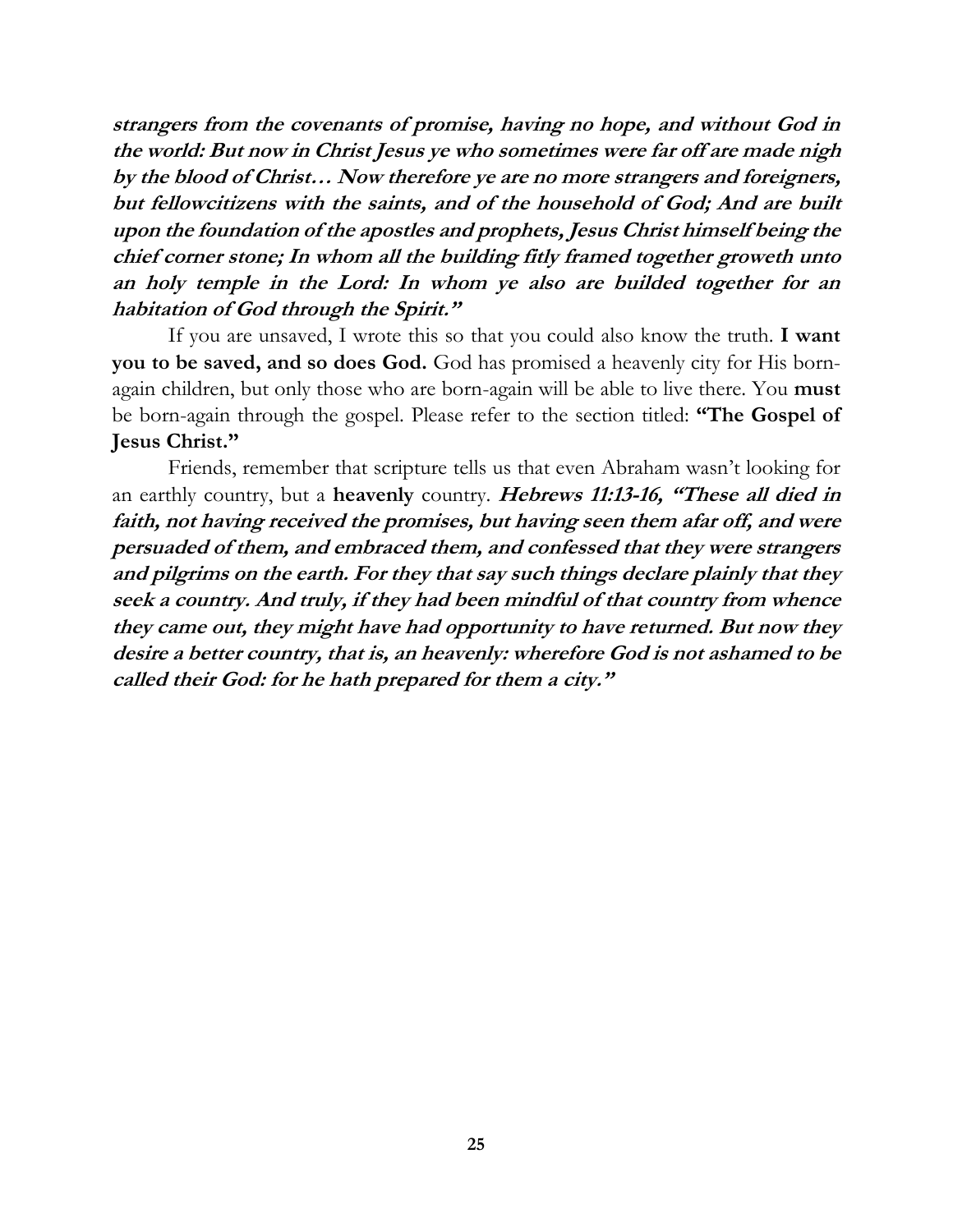***strangers from the covenants of promise, having no hope, and without God in the world: But now in Christ Jesus ye who sometimes were far off are made nigh by the blood of Christ… Now therefore ye are no more strangers and foreigners, but fellowcitizens with the saints, and of the household of God; And are built upon the foundation of the apostles and prophets, Jesus Christ himself being the chief corner stone; In whom all the building fitly framed together groweth unto an holy temple in the Lord: In whom ye also are builded together for an habitation of God through the Spirit."***

If you are unsaved, I wrote this so that you could also know the truth. **I want you to be saved, and so does God.** God has promised a heavenly city for His born-again children, but only those who are born-again will be able to live there. You **must** be born-again through the gospel. Please refer to the section titled: **"The Gospel of Jesus Christ."**

Friends, remember that scripture tells us that even Abraham wasn't looking for an earthly country, but a **heavenly** country. ***Hebrews 11:13-16, "These all died in faith, not having received the promises, but having seen them afar off, and were persuaded of them, and embraced them, and confessed that they were strangers and pilgrims on the earth. For they that say such things declare plainly that they seek a country. And truly, if they had been mindful of that country from whence they came out, they might have had opportunity to have returned. But now they desire a better country, that is, an heavenly: wherefore God is not ashamed to be called their God: for he hath prepared for them a city."***